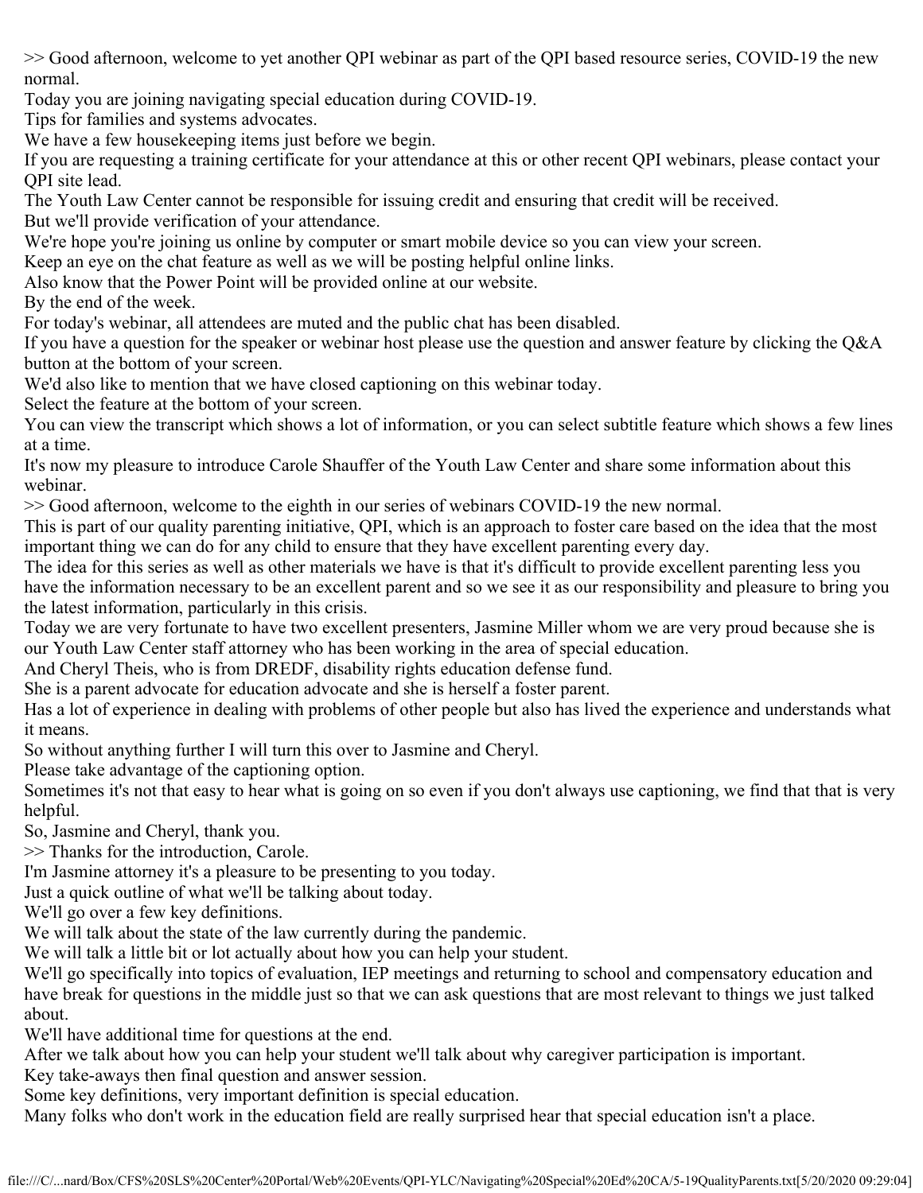>> Good afternoon, welcome to yet another QPI webinar as part of the QPI based resource series, COVID-19 the new normal.

Today you are joining navigating special education during COVID-19.

Tips for families and systems advocates.

We have a few housekeeping items just before we begin.

If you are requesting a training certificate for your attendance at this or other recent QPI webinars, please contact your QPI site lead.

The Youth Law Center cannot be responsible for issuing credit and ensuring that credit will be received.

But we'll provide verification of your attendance.

We're hope you're joining us online by computer or smart mobile device so you can view your screen.

Keep an eye on the chat feature as well as we will be posting helpful online links.

Also know that the Power Point will be provided online at our website.

By the end of the week.

For today's webinar, all attendees are muted and the public chat has been disabled.

If you have a question for the speaker or webinar host please use the question and answer feature by clicking the Q&A button at the bottom of your screen.

We'd also like to mention that we have closed captioning on this webinar today.

Select the feature at the bottom of your screen.

You can view the transcript which shows a lot of information, or you can select subtitle feature which shows a few lines at a time.

It's now my pleasure to introduce Carole Shauffer of the Youth Law Center and share some information about this webinar.

>> Good afternoon, welcome to the eighth in our series of webinars COVID-19 the new normal.

This is part of our quality parenting initiative, QPI, which is an approach to foster care based on the idea that the most important thing we can do for any child to ensure that they have excellent parenting every day.

The idea for this series as well as other materials we have is that it's difficult to provide excellent parenting less you have the information necessary to be an excellent parent and so we see it as our responsibility and pleasure to bring you the latest information, particularly in this crisis.

Today we are very fortunate to have two excellent presenters, Jasmine Miller whom we are very proud because she is our Youth Law Center staff attorney who has been working in the area of special education.

And Cheryl Theis, who is from DREDF, disability rights education defense fund.

She is a parent advocate for education advocate and she is herself a foster parent.

Has a lot of experience in dealing with problems of other people but also has lived the experience and understands what it means.

So without anything further I will turn this over to Jasmine and Cheryl.

Please take advantage of the captioning option.

Sometimes it's not that easy to hear what is going on so even if you don't always use captioning, we find that that is very helpful.

So, Jasmine and Cheryl, thank you.

>> Thanks for the introduction, Carole.

I'm Jasmine attorney it's a pleasure to be presenting to you today.

Just a quick outline of what we'll be talking about today.

We'll go over a few key definitions.

We will talk about the state of the law currently during the pandemic.

We will talk a little bit or lot actually about how you can help your student.

We'll go specifically into topics of evaluation, IEP meetings and returning to school and compensatory education and have break for questions in the middle just so that we can ask questions that are most relevant to things we just talked about.

We'll have additional time for questions at the end.

After we talk about how you can help your student we'll talk about why caregiver participation is important.

Key take-aways then final question and answer session.

Some key definitions, very important definition is special education.

Many folks who don't work in the education field are really surprised hear that special education isn't a place.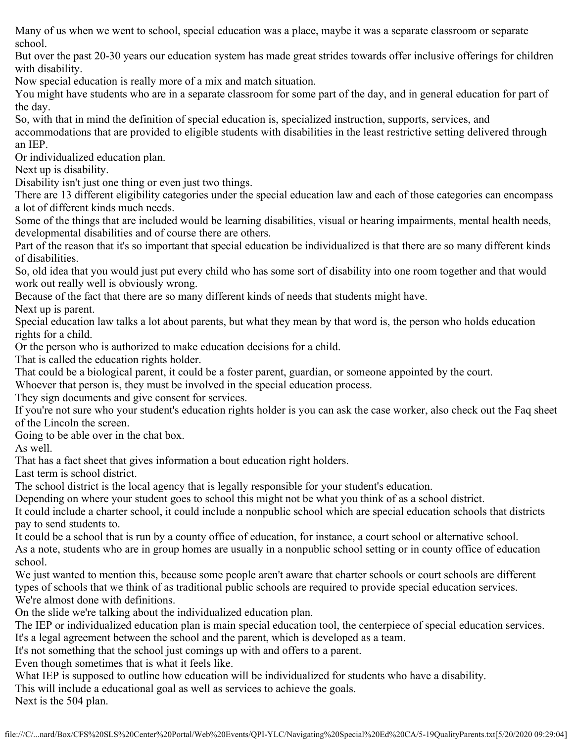Many of us when we went to school, special education was a place, maybe it was a separate classroom or separate school.

But over the past 20-30 years our education system has made great strides towards offer inclusive offerings for children with disability.

Now special education is really more of a mix and match situation.

You might have students who are in a separate classroom for some part of the day, and in general education for part of the day.

So, with that in mind the definition of special education is, specialized instruction, supports, services, and accommodations that are provided to eligible students with disabilities in the least restrictive setting delivered through an IEP.

Or individualized education plan.

Next up is disability.

Disability isn't just one thing or even just two things.

There are 13 different eligibility categories under the special education law and each of those categories can encompass a lot of different kinds much needs.

Some of the things that are included would be learning disabilities, visual or hearing impairments, mental health needs, developmental disabilities and of course there are others.

Part of the reason that it's so important that special education be individualized is that there are so many different kinds of disabilities.

So, old idea that you would just put every child who has some sort of disability into one room together and that would work out really well is obviously wrong.

Because of the fact that there are so many different kinds of needs that students might have.

Next up is parent.

Special education law talks a lot about parents, but what they mean by that word is, the person who holds education rights for a child.

Or the person who is authorized to make education decisions for a child.

That is called the education rights holder.

That could be a biological parent, it could be a foster parent, guardian, or someone appointed by the court.

Whoever that person is, they must be involved in the special education process.

They sign documents and give consent for services.

If you're not sure who your student's education rights holder is you can ask the case worker, also check out the Faq sheet of the Lincoln the screen.

Going to be able over in the chat box.

As well.

That has a fact sheet that gives information a bout education right holders.

Last term is school district.

The school district is the local agency that is legally responsible for your student's education.

Depending on where your student goes to school this might not be what you think of as a school district.

It could include a charter school, it could include a nonpublic school which are special education schools that districts pay to send students to.

It could be a school that is run by a county office of education, for instance, a court school or alternative school.

As a note, students who are in group homes are usually in a nonpublic school setting or in county office of education school.

We just wanted to mention this, because some people aren't aware that charter schools or court schools are different types of schools that we think of as traditional public schools are required to provide special education services.

We're almost done with definitions.

On the slide we're talking about the individualized education plan.

The IEP or individualized education plan is main special education tool, the centerpiece of special education services.

It's a legal agreement between the school and the parent, which is developed as a team.

It's not something that the school just comings up with and offers to a parent.

Even though sometimes that is what it feels like.

What IEP is supposed to outline how education will be individualized for students who have a disability.

This will include a educational goal as well as services to achieve the goals.

Next is the 504 plan.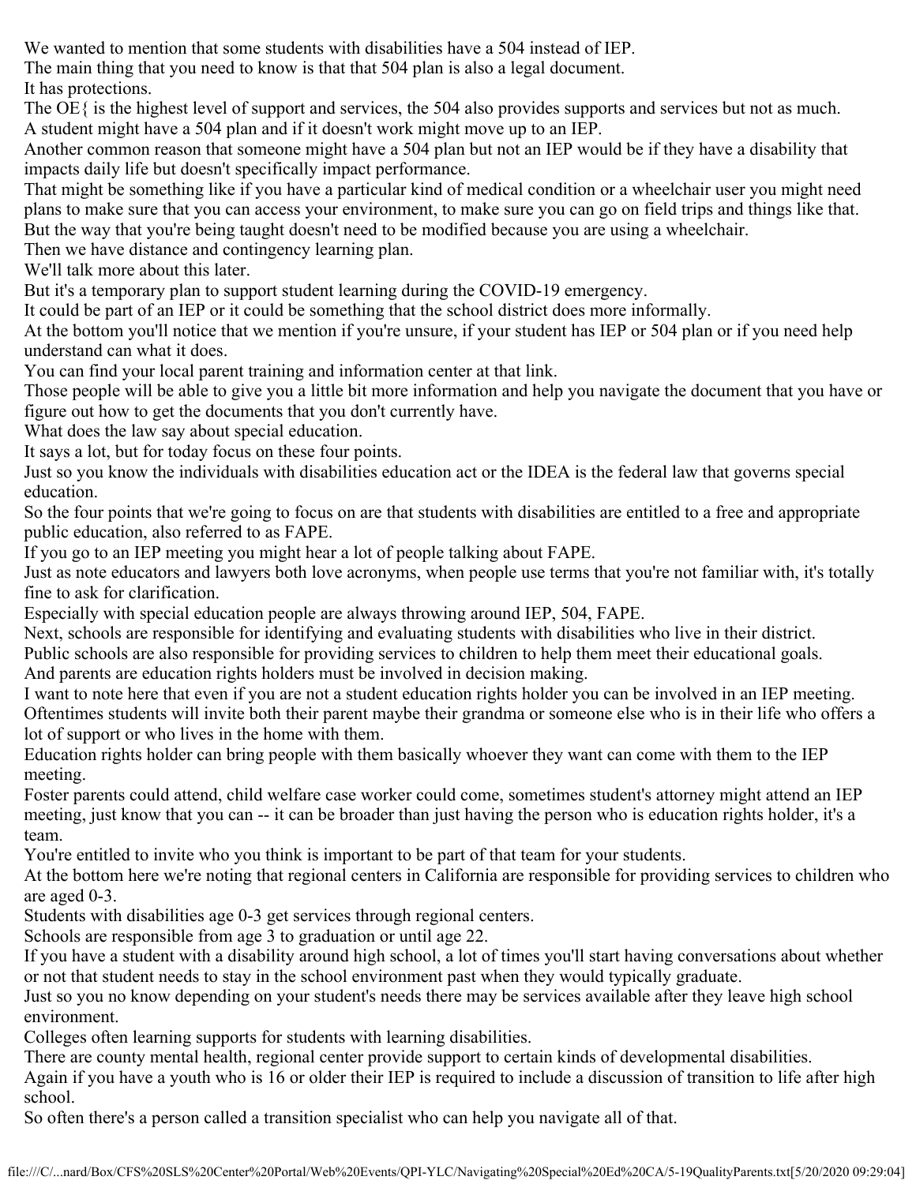We wanted to mention that some students with disabilities have a 504 instead of IEP.
The main thing that you need to know is that that 504 plan is also a legal document.
It has protections.
The OE{ is the highest level of support and services, the 504 also provides supports and services but not as much.
A student might have a 504 plan and if it doesn't work might move up to an IEP.
Another common reason that someone might have a 504 plan but not an IEP would be if they have a disability that impacts daily life but doesn't specifically impact performance.
That might be something like if you have a particular kind of medical condition or a wheelchair user you might need plans to make sure that you can access your environment, to make sure you can go on field trips and things like that.
But the way that you're being taught doesn't need to be modified because you are using a wheelchair.
Then we have distance and contingency learning plan.
We'll talk more about this later.
But it's a temporary plan to support student learning during the COVID-19 emergency.
It could be part of an IEP or it could be something that the school district does more informally.
At the bottom you'll notice that we mention if you're unsure, if your student has IEP or 504 plan or if you need help understand can what it does.
You can find your local parent training and information center at that link.
Those people will be able to give you a little bit more information and help you navigate the document that you have or figure out how to get the documents that you don't currently have.
What does the law say about special education.
It says a lot, but for today focus on these four points.
Just so you know the individuals with disabilities education act or the IDEA is the federal law that governs special education.
So the four points that we're going to focus on are that students with disabilities are entitled to a free and appropriate public education, also referred to as FAPE.
If you go to an IEP meeting you might hear a lot of people talking about FAPE.
Just as note educators and lawyers both love acronyms, when people use terms that you're not familiar with, it's totally fine to ask for clarification.
Especially with special education people are always throwing around IEP, 504, FAPE.
Next, schools are responsible for identifying and evaluating students with disabilities who live in their district.
Public schools are also responsible for providing services to children to help them meet their educational goals.
And parents are education rights holders must be involved in decision making.
I want to note here that even if you are not a student education rights holder you can be involved in an IEP meeting.
Oftentimes students will invite both their parent maybe their grandma or someone else who is in their life who offers a lot of support or who lives in the home with them.
Education rights holder can bring people with them basically whoever they want can come with them to the IEP meeting.
Foster parents could attend, child welfare case worker could come, sometimes student's attorney might attend an IEP meeting, just know that you can -- it can be broader than just having the person who is education rights holder, it's a team.
You're entitled to invite who you think is important to be part of that team for your students.
At the bottom here we're noting that regional centers in California are responsible for providing services to children who are aged 0-3.
Students with disabilities age 0-3 get services through regional centers.
Schools are responsible from age 3 to graduation or until age 22.
If you have a student with a disability around high school, a lot of times you'll start having conversations about whether or not that student needs to stay in the school environment past when they would typically graduate.
Just so you no know depending on your student's needs there may be services available after they leave high school environment.
Colleges often learning supports for students with learning disabilities.
There are county mental health, regional center provide support to certain kinds of developmental disabilities.
Again if you have a youth who is 16 or older their IEP is required to include a discussion of transition to life after high school.
So often there's a person called a transition specialist who can help you navigate all of that.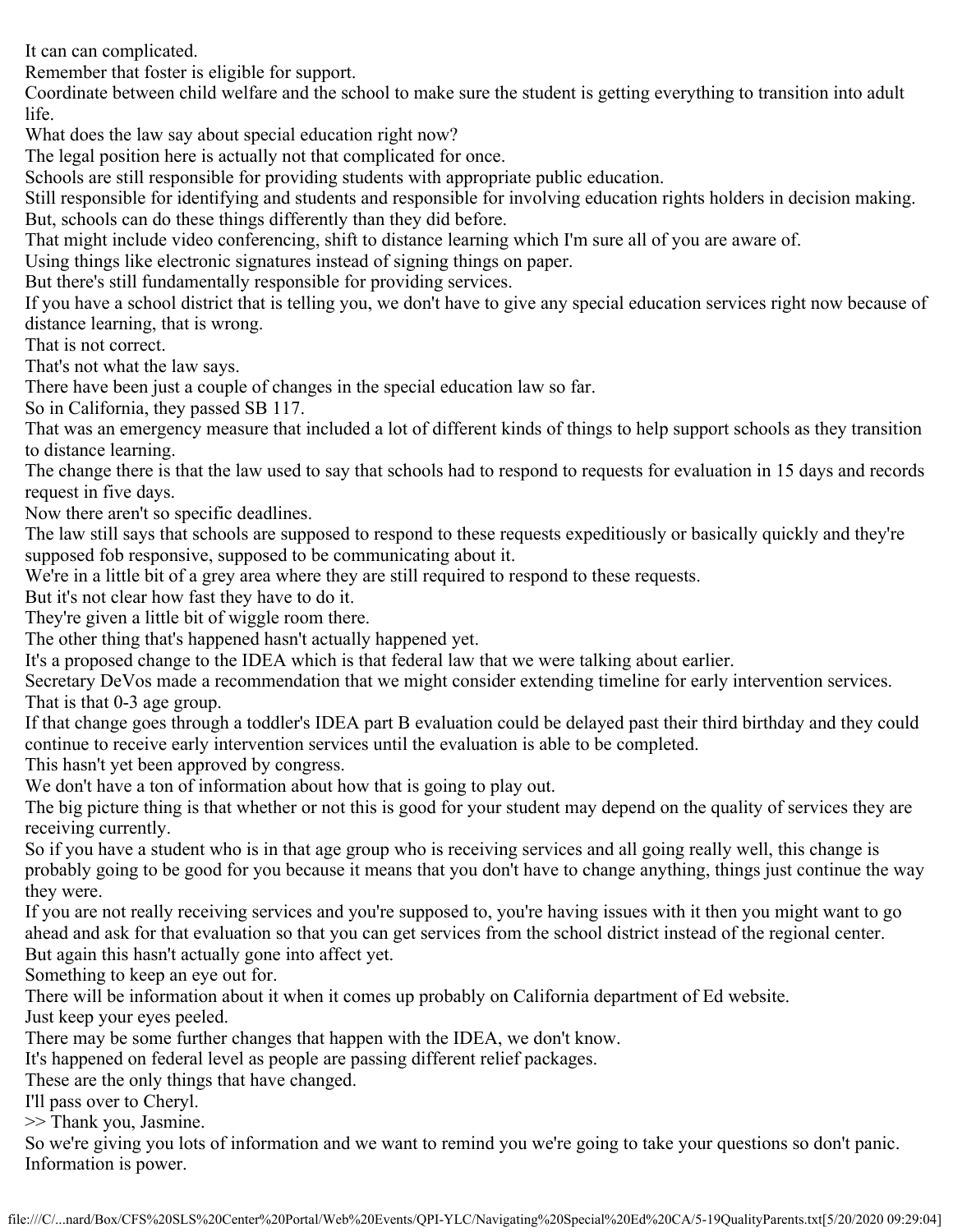It can can complicated.

Remember that foster is eligible for support.

Coordinate between child welfare and the school to make sure the student is getting everything to transition into adult life.

What does the law say about special education right now?

The legal position here is actually not that complicated for once.

Schools are still responsible for providing students with appropriate public education.

Still responsible for identifying and students and responsible for involving education rights holders in decision making.

But, schools can do these things differently than they did before.

That might include video conferencing, shift to distance learning which I'm sure all of you are aware of.

Using things like electronic signatures instead of signing things on paper.

But there's still fundamentally responsible for providing services.

If you have a school district that is telling you, we don't have to give any special education services right now because of distance learning, that is wrong.

That is not correct.

That's not what the law says.

There have been just a couple of changes in the special education law so far.

So in California, they passed SB 117.

That was an emergency measure that included a lot of different kinds of things to help support schools as they transition to distance learning.

The change there is that the law used to say that schools had to respond to requests for evaluation in 15 days and records request in five days.

Now there aren't so specific deadlines.

The law still says that schools are supposed to respond to these requests expeditiously or basically quickly and they're supposed fob responsive, supposed to be communicating about it.

We're in a little bit of a grey area where they are still required to respond to these requests.

But it's not clear how fast they have to do it.

They're given a little bit of wiggle room there.

The other thing that's happened hasn't actually happened yet.

It's a proposed change to the IDEA which is that federal law that we were talking about earlier.

Secretary DeVos made a recommendation that we might consider extending timeline for early intervention services.

That is that 0-3 age group.

If that change goes through a toddler's IDEA part B evaluation could be delayed past their third birthday and they could continue to receive early intervention services until the evaluation is able to be completed.

This hasn't yet been approved by congress.

We don't have a ton of information about how that is going to play out.

The big picture thing is that whether or not this is good for your student may depend on the quality of services they are receiving currently.

So if you have a student who is in that age group who is receiving services and all going really well, this change is probably going to be good for you because it means that you don't have to change anything, things just continue the way they were.

If you are not really receiving services and you're supposed to, you're having issues with it then you might want to go ahead and ask for that evaluation so that you can get services from the school district instead of the regional center.

But again this hasn't actually gone into affect yet.

Something to keep an eye out for.

There will be information about it when it comes up probably on California department of Ed website.

Just keep your eyes peeled.

There may be some further changes that happen with the IDEA, we don't know.

It's happened on federal level as people are passing different relief packages.

These are the only things that have changed.

I'll pass over to Cheryl.

>> Thank you, Jasmine.

So we're giving you lots of information and we want to remind you we're going to take your questions so don't panic.

Information is power.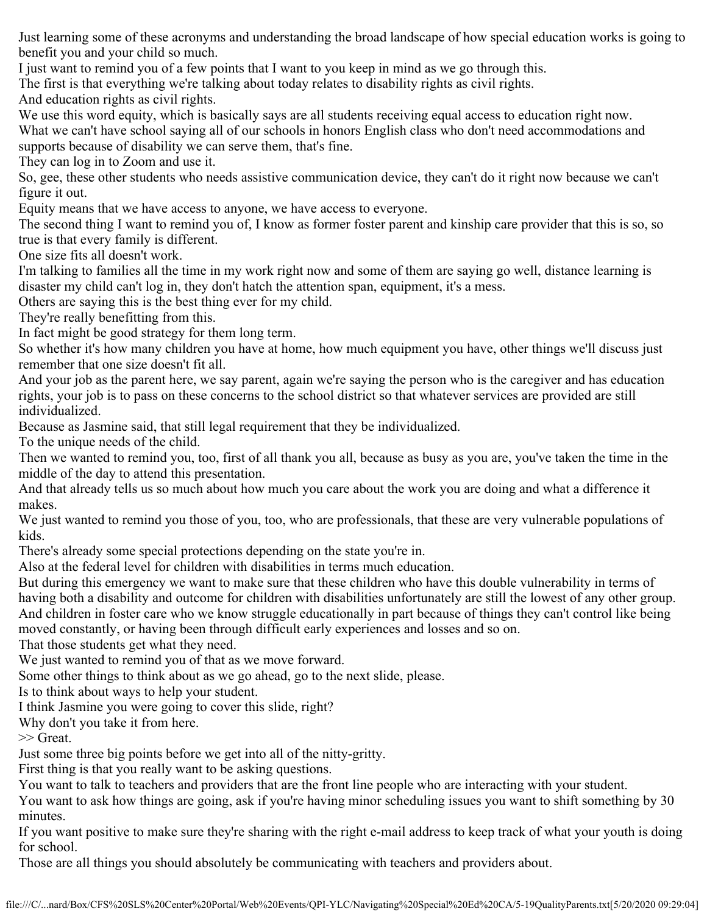Just learning some of these acronyms and understanding the broad landscape of how special education works is going to benefit you and your child so much.

I just want to remind you of a few points that I want to you keep in mind as we go through this.

The first is that everything we're talking about today relates to disability rights as civil rights.

And education rights as civil rights.

We use this word equity, which is basically says are all students receiving equal access to education right now.

What we can't have school saying all of our schools in honors English class who don't need accommodations and supports because of disability we can serve them, that's fine.

They can log in to Zoom and use it.

So, gee, these other students who needs assistive communication device, they can't do it right now because we can't figure it out.

Equity means that we have access to anyone, we have access to everyone.

The second thing I want to remind you of, I know as former foster parent and kinship care provider that this is so, so true is that every family is different.

One size fits all doesn't work.

I'm talking to families all the time in my work right now and some of them are saying go well, distance learning is disaster my child can't log in, they don't hatch the attention span, equipment, it's a mess.

Others are saying this is the best thing ever for my child.

They're really benefitting from this.

In fact might be good strategy for them long term.

So whether it's how many children you have at home, how much equipment you have, other things we'll discuss just remember that one size doesn't fit all.

And your job as the parent here, we say parent, again we're saying the person who is the caregiver and has education rights, your job is to pass on these concerns to the school district so that whatever services are provided are still individualized.

Because as Jasmine said, that still legal requirement that they be individualized.

To the unique needs of the child.

Then we wanted to remind you, too, first of all thank you all, because as busy as you are, you've taken the time in the middle of the day to attend this presentation.

And that already tells us so much about how much you care about the work you are doing and what a difference it makes.

We just wanted to remind you those of you, too, who are professionals, that these are very vulnerable populations of kids.

There's already some special protections depending on the state you're in.

Also at the federal level for children with disabilities in terms much education.

But during this emergency we want to make sure that these children who have this double vulnerability in terms of having both a disability and outcome for children with disabilities unfortunately are still the lowest of any other group.

And children in foster care who we know struggle educationally in part because of things they can't control like being moved constantly, or having been through difficult early experiences and losses and so on.

That those students get what they need.

We just wanted to remind you of that as we move forward.

Some other things to think about as we go ahead, go to the next slide, please.

Is to think about ways to help your student.

I think Jasmine you were going to cover this slide, right?

Why don't you take it from here.

>> Great.

Just some three big points before we get into all of the nitty-gritty.

First thing is that you really want to be asking questions.

You want to talk to teachers and providers that are the front line people who are interacting with your student.

You want to ask how things are going, ask if you're having minor scheduling issues you want to shift something by 30 minutes.

If you want positive to make sure they're sharing with the right e-mail address to keep track of what your youth is doing for school.

Those are all things you should absolutely be communicating with teachers and providers about.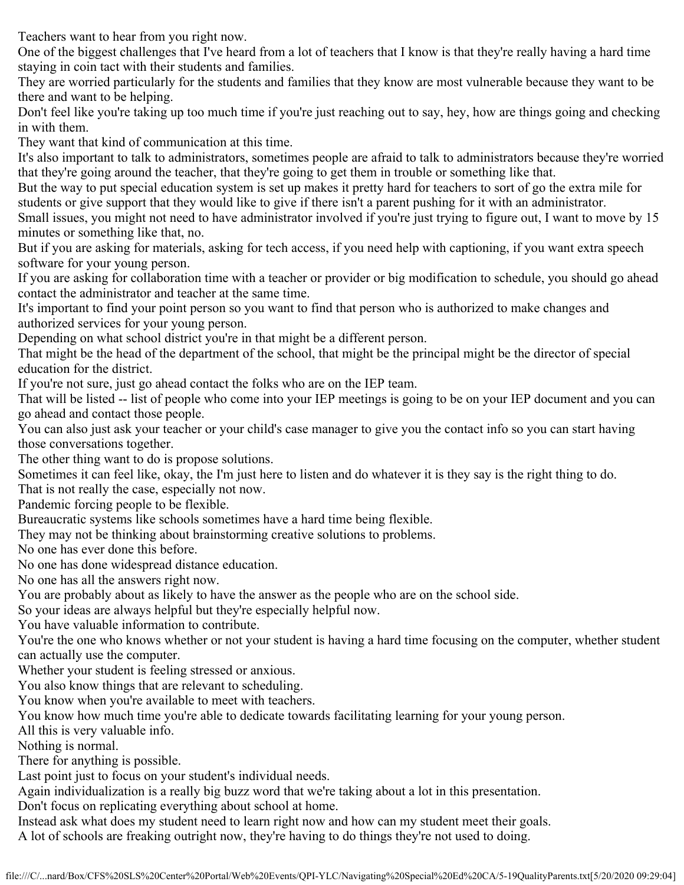Teachers want to hear from you right now.

One of the biggest challenges that I've heard from a lot of teachers that I know is that they're really having a hard time staying in coin tact with their students and families.

They are worried particularly for the students and families that they know are most vulnerable because they want to be there and want to be helping.

Don't feel like you're taking up too much time if you're just reaching out to say, hey, how are things going and checking in with them.

They want that kind of communication at this time.

It's also important to talk to administrators, sometimes people are afraid to talk to administrators because they're worried that they're going around the teacher, that they're going to get them in trouble or something like that.

But the way to put special education system is set up makes it pretty hard for teachers to sort of go the extra mile for students or give support that they would like to give if there isn't a parent pushing for it with an administrator.

Small issues, you might not need to have administrator involved if you're just trying to figure out, I want to move by 15 minutes or something like that, no.

But if you are asking for materials, asking for tech access, if you need help with captioning, if you want extra speech software for your young person.

If you are asking for collaboration time with a teacher or provider or big modification to schedule, you should go ahead contact the administrator and teacher at the same time.

It's important to find your point person so you want to find that person who is authorized to make changes and authorized services for your young person.

Depending on what school district you're in that might be a different person.

That might be the head of the department of the school, that might be the principal might be the director of special education for the district.

If you're not sure, just go ahead contact the folks who are on the IEP team.

That will be listed -- list of people who come into your IEP meetings is going to be on your IEP document and you can go ahead and contact those people.

You can also just ask your teacher or your child's case manager to give you the contact info so you can start having those conversations together.

The other thing want to do is propose solutions.

Sometimes it can feel like, okay, the I'm just here to listen and do whatever it is they say is the right thing to do.

That is not really the case, especially not now.

Pandemic forcing people to be flexible.

Bureaucratic systems like schools sometimes have a hard time being flexible.

They may not be thinking about brainstorming creative solutions to problems.

No one has ever done this before.

No one has done widespread distance education.

No one has all the answers right now.

You are probably about as likely to have the answer as the people who are on the school side.

So your ideas are always helpful but they're especially helpful now.

You have valuable information to contribute.

You're the one who knows whether or not your student is having a hard time focusing on the computer, whether student can actually use the computer.

Whether your student is feeling stressed or anxious.

You also know things that are relevant to scheduling.

You know when you're available to meet with teachers.

You know how much time you're able to dedicate towards facilitating learning for your young person.

All this is very valuable info.

Nothing is normal.

There for anything is possible.

Last point just to focus on your student's individual needs.

Again individualization is a really big buzz word that we're taking about a lot in this presentation.

Don't focus on replicating everything about school at home.

Instead ask what does my student need to learn right now and how can my student meet their goals.

A lot of schools are freaking outright now, they're having to do things they're not used to doing.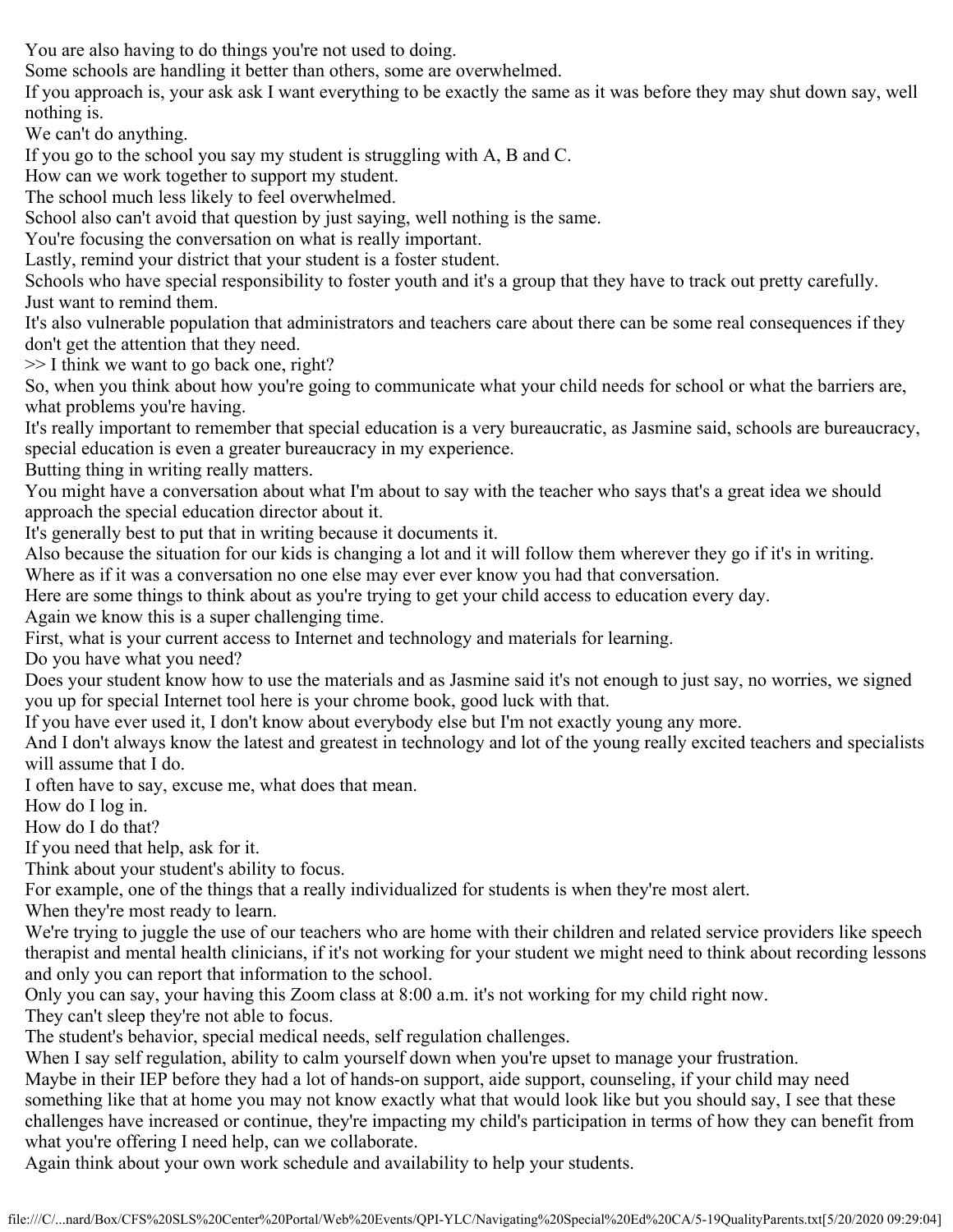You are also having to do things you're not used to doing.
Some schools are handling it better than others, some are overwhelmed.
If you approach is, your ask ask I want everything to be exactly the same as it was before they may shut down say, well nothing is.
We can't do anything.
If you go to the school you say my student is struggling with A, B and C.
How can we work together to support my student.
The school much less likely to feel overwhelmed.
School also can't avoid that question by just saying, well nothing is the same.
You're focusing the conversation on what is really important.
Lastly, remind your district that your student is a foster student.
Schools who have special responsibility to foster youth and it's a group that they have to track out pretty carefully.
Just want to remind them.
It's also vulnerable population that administrators and teachers care about there can be some real consequences if they don't get the attention that they need.
>> I think we want to go back one, right?
So, when you think about how you're going to communicate what your child needs for school or what the barriers are, what problems you're having.
It's really important to remember that special education is a very bureaucratic, as Jasmine said, schools are bureaucracy, special education is even a greater bureaucracy in my experience.
Butting thing in writing really matters.
You might have a conversation about what I'm about to say with the teacher who says that's a great idea we should approach the special education director about it.
It's generally best to put that in writing because it documents it.
Also because the situation for our kids is changing a lot and it will follow them wherever they go if it's in writing.
Where as if it was a conversation no one else may ever ever know you had that conversation.
Here are some things to think about as you're trying to get your child access to education every day.
Again we know this is a super challenging time.
First, what is your current access to Internet and technology and materials for learning.
Do you have what you need?
Does your student know how to use the materials and as Jasmine said it's not enough to just say, no worries, we signed you up for special Internet tool here is your chrome book, good luck with that.
If you have ever used it, I don't know about everybody else but I'm not exactly young any more.
And I don't always know the latest and greatest in technology and lot of the young really excited teachers and specialists will assume that I do.
I often have to say, excuse me, what does that mean.
How do I log in.
How do I do that?
If you need that help, ask for it.
Think about your student's ability to focus.
For example, one of the things that a really individualized for students is when they're most alert.
When they're most ready to learn.
We're trying to juggle the use of our teachers who are home with their children and related service providers like speech therapist and mental health clinicians, if it's not working for your student we might need to think about recording lessons and only you can report that information to the school.
Only you can say, your having this Zoom class at 8:00 a.m. it's not working for my child right now.
They can't sleep they're not able to focus.
The student's behavior, special medical needs, self regulation challenges.
When I say self regulation, ability to calm yourself down when you're upset to manage your frustration.
Maybe in their IEP before they had a lot of hands-on support, aide support, counseling, if your child may need something like that at home you may not know exactly what that would look like but you should say, I see that these challenges have increased or continue, they're impacting my child's participation in terms of how they can benefit from what you're offering I need help, can we collaborate.
Again think about your own work schedule and availability to help your students.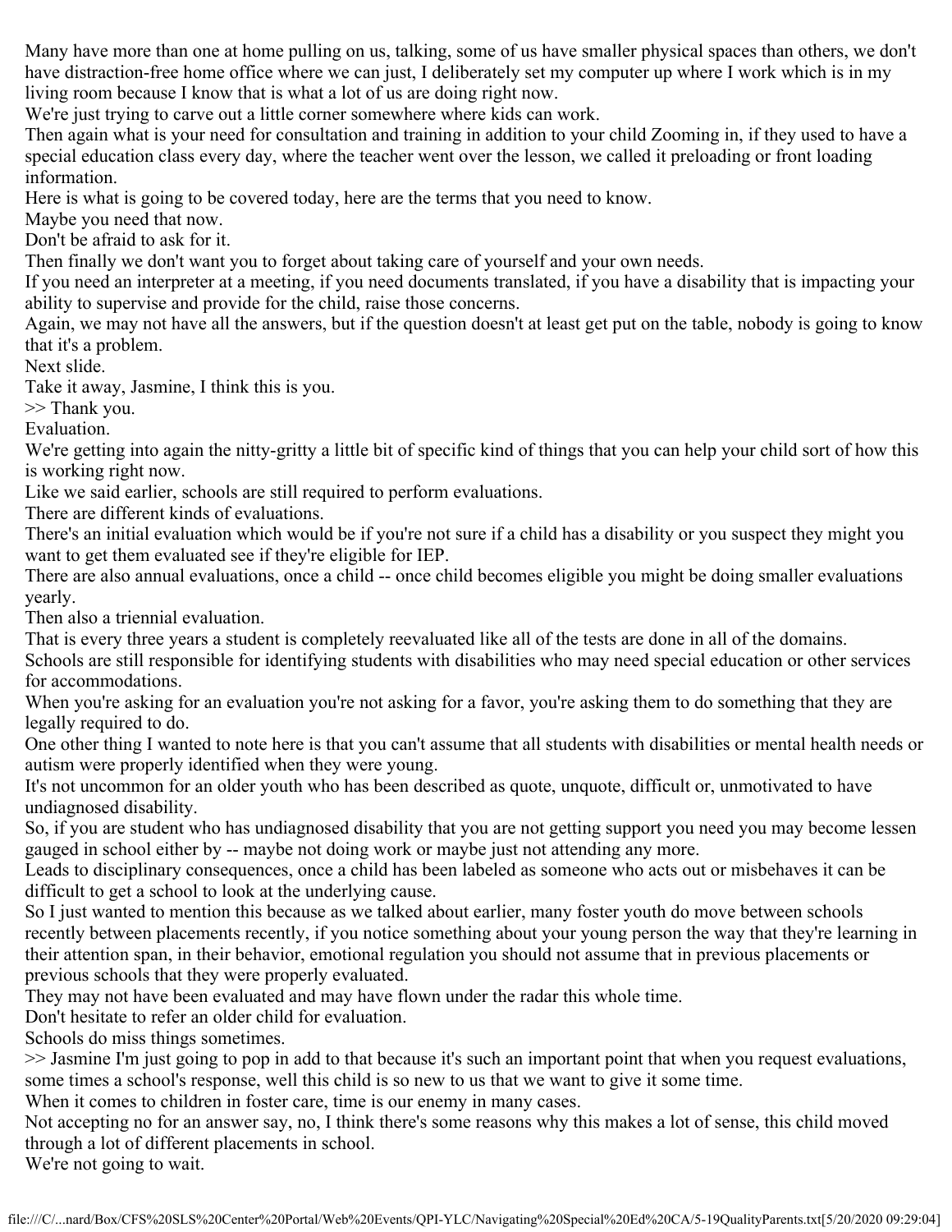Many have more than one at home pulling on us, talking, some of us have smaller physical spaces than others, we don't have distraction-free home office where we can just, I deliberately set my computer up where I work which is in my living room because I know that is what a lot of us are doing right now.

We're just trying to carve out a little corner somewhere where kids can work.

Then again what is your need for consultation and training in addition to your child Zooming in, if they used to have a special education class every day, where the teacher went over the lesson, we called it preloading or front loading information.

Here is what is going to be covered today, here are the terms that you need to know.

Maybe you need that now.

Don't be afraid to ask for it.

Then finally we don't want you to forget about taking care of yourself and your own needs.

If you need an interpreter at a meeting, if you need documents translated, if you have a disability that is impacting your ability to supervise and provide for the child, raise those concerns.

Again, we may not have all the answers, but if the question doesn't at least get put on the table, nobody is going to know that it's a problem.

Next slide.

Take it away, Jasmine, I think this is you.

>> Thank you.

Evaluation.

We're getting into again the nitty-gritty a little bit of specific kind of things that you can help your child sort of how this is working right now.

Like we said earlier, schools are still required to perform evaluations.

There are different kinds of evaluations.

There's an initial evaluation which would be if you're not sure if a child has a disability or you suspect they might you want to get them evaluated see if they're eligible for IEP.

There are also annual evaluations, once a child -- once child becomes eligible you might be doing smaller evaluations yearly.

Then also a triennial evaluation.

That is every three years a student is completely reevaluated like all of the tests are done in all of the domains.

Schools are still responsible for identifying students with disabilities who may need special education or other services for accommodations.

When you're asking for an evaluation you're not asking for a favor, you're asking them to do something that they are legally required to do.

One other thing I wanted to note here is that you can't assume that all students with disabilities or mental health needs or autism were properly identified when they were young.

It's not uncommon for an older youth who has been described as quote, unquote, difficult or, unmotivated to have undiagnosed disability.

So, if you are student who has undiagnosed disability that you are not getting support you need you may become lessen gauged in school either by -- maybe not doing work or maybe just not attending any more.

Leads to disciplinary consequences, once a child has been labeled as someone who acts out or misbehaves it can be difficult to get a school to look at the underlying cause.

So I just wanted to mention this because as we talked about earlier, many foster youth do move between schools recently between placements recently, if you notice something about your young person the way that they're learning in their attention span, in their behavior, emotional regulation you should not assume that in previous placements or previous schools that they were properly evaluated.

They may not have been evaluated and may have flown under the radar this whole time.

Don't hesitate to refer an older child for evaluation.

Schools do miss things sometimes.

>> Jasmine I'm just going to pop in add to that because it's such an important point that when you request evaluations, some times a school's response, well this child is so new to us that we want to give it some time.

When it comes to children in foster care, time is our enemy in many cases.

Not accepting no for an answer say, no, I think there's some reasons why this makes a lot of sense, this child moved through a lot of different placements in school.

We're not going to wait.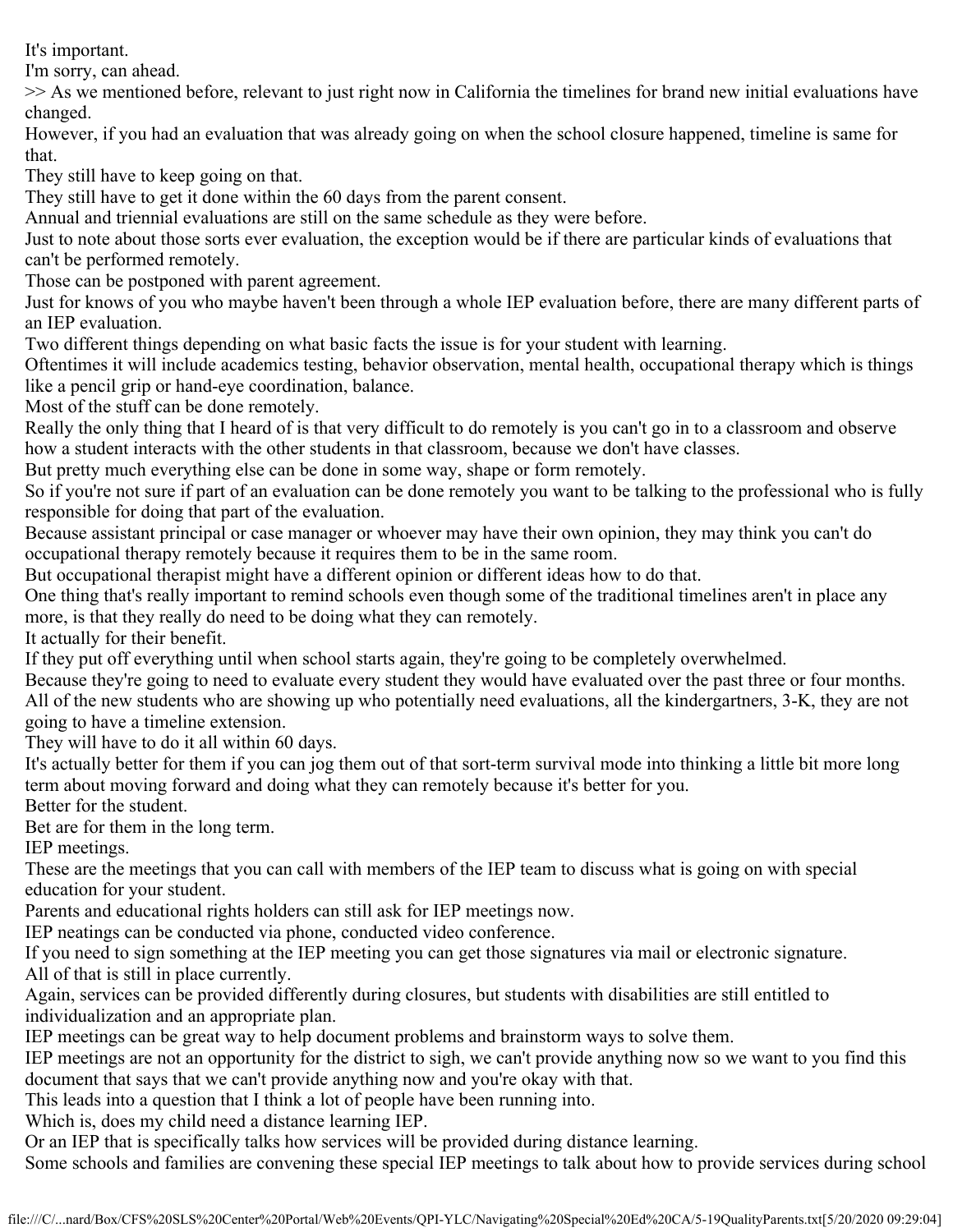It's important.

I'm sorry, can ahead.

>> As we mentioned before, relevant to just right now in California the timelines for brand new initial evaluations have changed.

However, if you had an evaluation that was already going on when the school closure happened, timeline is same for that.

They still have to keep going on that.

They still have to get it done within the 60 days from the parent consent.

Annual and triennial evaluations are still on the same schedule as they were before.

Just to note about those sorts ever evaluation, the exception would be if there are particular kinds of evaluations that can't be performed remotely.

Those can be postponed with parent agreement.

Just for knows of you who maybe haven't been through a whole IEP evaluation before, there are many different parts of an IEP evaluation.

Two different things depending on what basic facts the issue is for your student with learning.

Oftentimes it will include academics testing, behavior observation, mental health, occupational therapy which is things like a pencil grip or hand-eye coordination, balance.

Most of the stuff can be done remotely.

Really the only thing that I heard of is that very difficult to do remotely is you can't go in to a classroom and observe how a student interacts with the other students in that classroom, because we don't have classes.

But pretty much everything else can be done in some way, shape or form remotely.

So if you're not sure if part of an evaluation can be done remotely you want to be talking to the professional who is fully responsible for doing that part of the evaluation.

Because assistant principal or case manager or whoever may have their own opinion, they may think you can't do occupational therapy remotely because it requires them to be in the same room.

But occupational therapist might have a different opinion or different ideas how to do that.

One thing that's really important to remind schools even though some of the traditional timelines aren't in place any more, is that they really do need to be doing what they can remotely.

It actually for their benefit.

If they put off everything until when school starts again, they're going to be completely overwhelmed.

Because they're going to need to evaluate every student they would have evaluated over the past three or four months.

All of the new students who are showing up who potentially need evaluations, all the kindergartners, 3-K, they are not going to have a timeline extension.

They will have to do it all within 60 days.

It's actually better for them if you can jog them out of that sort-term survival mode into thinking a little bit more long term about moving forward and doing what they can remotely because it's better for you.

Better for the student.

Bet are for them in the long term.

IEP meetings.

These are the meetings that you can call with members of the IEP team to discuss what is going on with special education for your student.

Parents and educational rights holders can still ask for IEP meetings now.

IEP neatings can be conducted via phone, conducted video conference.

If you need to sign something at the IEP meeting you can get those signatures via mail or electronic signature.

All of that is still in place currently.

Again, services can be provided differently during closures, but students with disabilities are still entitled to individualization and an appropriate plan.

IEP meetings can be great way to help document problems and brainstorm ways to solve them.

IEP meetings are not an opportunity for the district to sigh, we can't provide anything now so we want to you find this document that says that we can't provide anything now and you're okay with that.

This leads into a question that I think a lot of people have been running into.

Which is, does my child need a distance learning IEP.

Or an IEP that is specifically talks how services will be provided during distance learning.

Some schools and families are convening these special IEP meetings to talk about how to provide services during school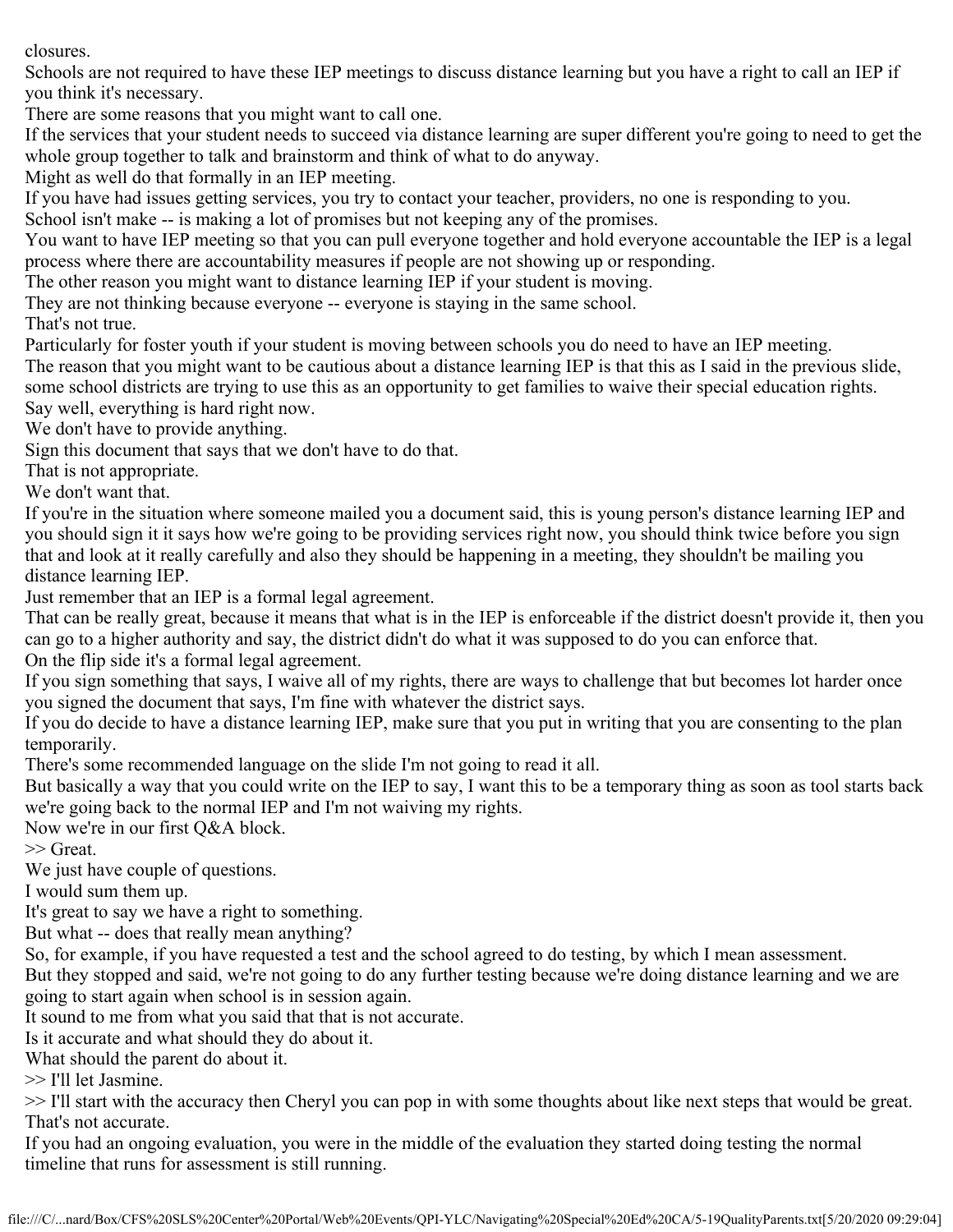closures.
Schools are not required to have these IEP meetings to discuss distance learning but you have a right to call an IEP if you think it's necessary.
There are some reasons that you might want to call one.
If the services that your student needs to succeed via distance learning are super different you're going to need to get the whole group together to talk and brainstorm and think of what to do anyway.
Might as well do that formally in an IEP meeting.
If you have had issues getting services, you try to contact your teacher, providers, no one is responding to you.
School isn't make -- is making a lot of promises but not keeping any of the promises.
You want to have IEP meeting so that you can pull everyone together and hold everyone accountable the IEP is a legal process where there are accountability measures if people are not showing up or responding.
The other reason you might want to distance learning IEP if your student is moving.
They are not thinking because everyone -- everyone is staying in the same school.
That's not true.
Particularly for foster youth if your student is moving between schools you do need to have an IEP meeting.
The reason that you might want to be cautious about a distance learning IEP is that this as I said in the previous slide, some school districts are trying to use this as an opportunity to get families to waive their special education rights.
Say well, everything is hard right now.
We don't have to provide anything.
Sign this document that says that we don't have to do that.
That is not appropriate.
We don't want that.
If you're in the situation where someone mailed you a document said, this is young person's distance learning IEP and you should sign it it says how we're going to be providing services right now, you should think twice before you sign that and look at it really carefully and also they should be happening in a meeting, they shouldn't be mailing you distance learning IEP.
Just remember that an IEP is a formal legal agreement.
That can be really great, because it means that what is in the IEP is enforceable if the district doesn't provide it, then you can go to a higher authority and say, the district didn't do what it was supposed to do you can enforce that.
On the flip side it's a formal legal agreement.
If you sign something that says, I waive all of my rights, there are ways to challenge that but becomes lot harder once you signed the document that says, I'm fine with whatever the district says.
If you do decide to have a distance learning IEP, make sure that you put in writing that you are consenting to the plan temporarily.
There's some recommended language on the slide I'm not going to read it all.
But basically a way that you could write on the IEP to say, I want this to be a temporary thing as soon as tool starts back we're going back to the normal IEP and I'm not waiving my rights.
Now we're in our first Q&A block.
>> Great.
We just have couple of questions.
I would sum them up.
It's great to say we have a right to something.
But what -- does that really mean anything?
So, for example, if you have requested a test and the school agreed to do testing, by which I mean assessment.
But they stopped and said, we're not going to do any further testing because we're doing distance learning and we are going to start again when school is in session again.
It sound to me from what you said that that is not accurate.
Is it accurate and what should they do about it.
What should the parent do about it.
>> I'll let Jasmine.
>> I'll start with the accuracy then Cheryl you can pop in with some thoughts about like next steps that would be great.
That's not accurate.
If you had an ongoing evaluation, you were in the middle of the evaluation they started doing testing the normal timeline that runs for assessment is still running.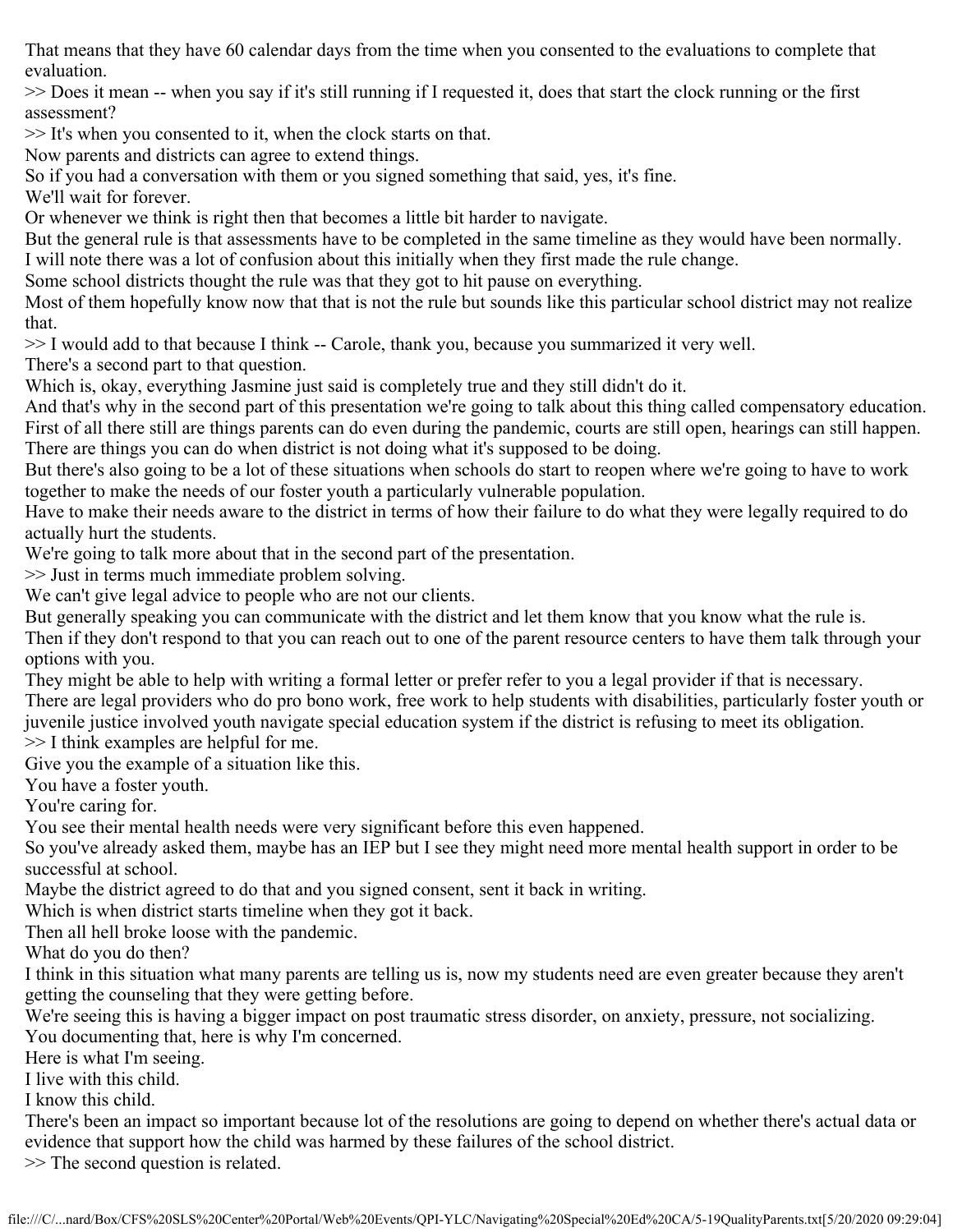That means that they have 60 calendar days from the time when you consented to the evaluations to complete that evaluation.

>> Does it mean -- when you say if it's still running if I requested it, does that start the clock running or the first assessment?

>> It's when you consented to it, when the clock starts on that.

Now parents and districts can agree to extend things.

So if you had a conversation with them or you signed something that said, yes, it's fine.

We'll wait for forever.

Or whenever we think is right then that becomes a little bit harder to navigate.

But the general rule is that assessments have to be completed in the same timeline as they would have been normally.

I will note there was a lot of confusion about this initially when they first made the rule change.

Some school districts thought the rule was that they got to hit pause on everything.

Most of them hopefully know now that that is not the rule but sounds like this particular school district may not realize that.

>> I would add to that because I think -- Carole, thank you, because you summarized it very well.

There's a second part to that question.

Which is, okay, everything Jasmine just said is completely true and they still didn't do it.

And that's why in the second part of this presentation we're going to talk about this thing called compensatory education.

First of all there still are things parents can do even during the pandemic, courts are still open, hearings can still happen.

There are things you can do when district is not doing what it's supposed to be doing.

But there's also going to be a lot of these situations when schools do start to reopen where we're going to have to work together to make the needs of our foster youth a particularly vulnerable population.

Have to make their needs aware to the district in terms of how their failure to do what they were legally required to do actually hurt the students.

We're going to talk more about that in the second part of the presentation.

>> Just in terms much immediate problem solving.

We can't give legal advice to people who are not our clients.

But generally speaking you can communicate with the district and let them know that you know what the rule is.

Then if they don't respond to that you can reach out to one of the parent resource centers to have them talk through your options with you.

They might be able to help with writing a formal letter or prefer refer to you a legal provider if that is necessary.

There are legal providers who do pro bono work, free work to help students with disabilities, particularly foster youth or juvenile justice involved youth navigate special education system if the district is refusing to meet its obligation.

>> I think examples are helpful for me.

Give you the example of a situation like this.

You have a foster youth.

You're caring for.

You see their mental health needs were very significant before this even happened.

So you've already asked them, maybe has an IEP but I see they might need more mental health support in order to be successful at school.

Maybe the district agreed to do that and you signed consent, sent it back in writing.

Which is when district starts timeline when they got it back.

Then all hell broke loose with the pandemic.

What do you do then?

I think in this situation what many parents are telling us is, now my students need are even greater because they aren't getting the counseling that they were getting before.

We're seeing this is having a bigger impact on post traumatic stress disorder, on anxiety, pressure, not socializing.

You documenting that, here is why I'm concerned.

Here is what I'm seeing.

I live with this child.

I know this child.

There's been an impact so important because lot of the resolutions are going to depend on whether there's actual data or evidence that support how the child was harmed by these failures of the school district.

>> The second question is related.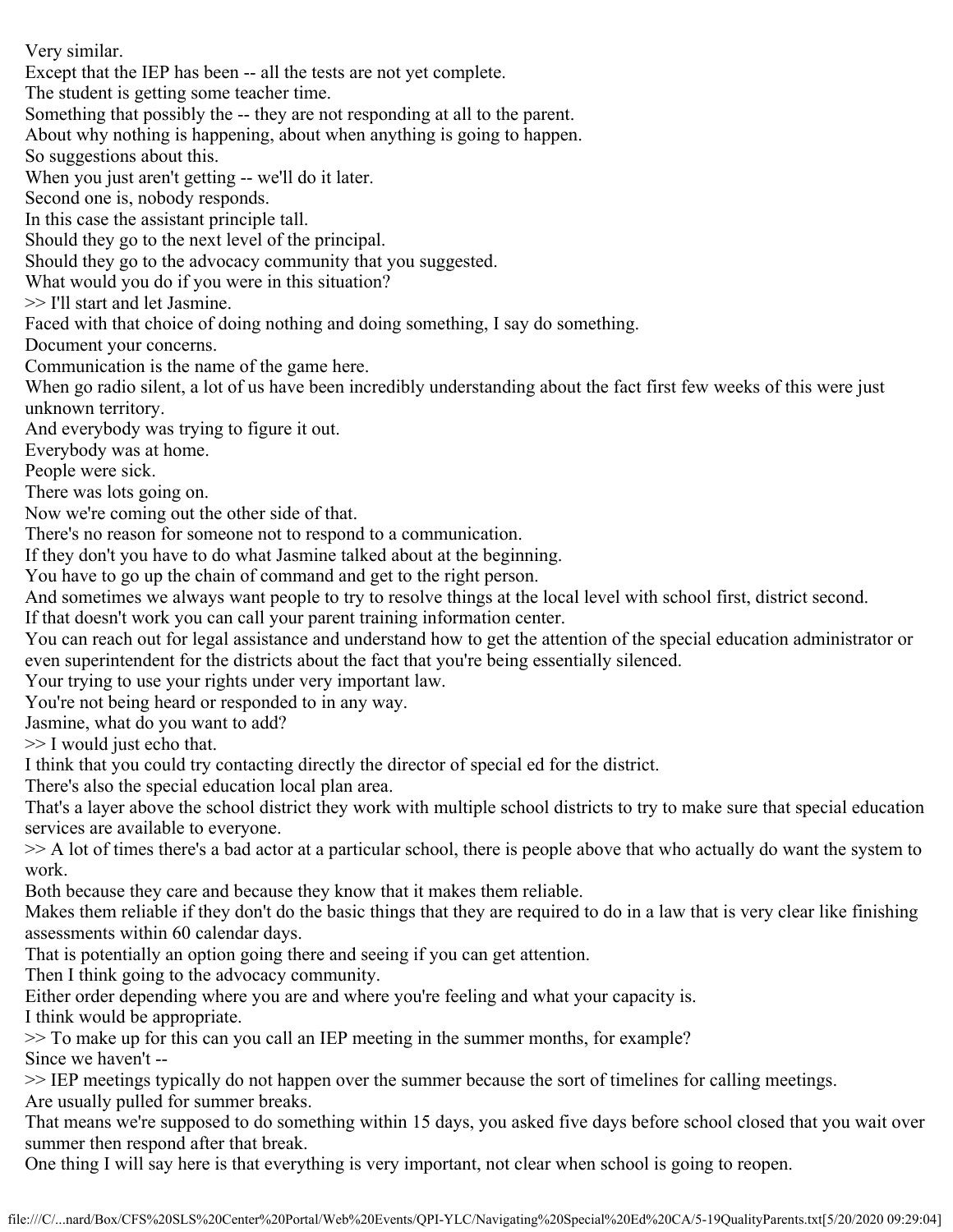Very similar.
Except that the IEP has been -- all the tests are not yet complete.
The student is getting some teacher time.
Something that possibly the -- they are not responding at all to the parent.
About why nothing is happening, about when anything is going to happen.
So suggestions about this.
When you just aren't getting -- we'll do it later.
Second one is, nobody responds.
In this case the assistant principle tall.
Should they go to the next level of the principal.
Should they go to the advocacy community that you suggested.
What would you do if you were in this situation?
>> I'll start and let Jasmine.
Faced with that choice of doing nothing and doing something, I say do something.
Document your concerns.
Communication is the name of the game here.
When go radio silent, a lot of us have been incredibly understanding about the fact first few weeks of this were just unknown territory.
And everybody was trying to figure it out.
Everybody was at home.
People were sick.
There was lots going on.
Now we're coming out the other side of that.
There's no reason for someone not to respond to a communication.
If they don't you have to do what Jasmine talked about at the beginning.
You have to go up the chain of command and get to the right person.
And sometimes we always want people to try to resolve things at the local level with school first, district second.
If that doesn't work you can call your parent training information center.
You can reach out for legal assistance and understand how to get the attention of the special education administrator or even superintendent for the districts about the fact that you're being essentially silenced.
Your trying to use your rights under very important law.
You're not being heard or responded to in any way.
Jasmine, what do you want to add?
>> I would just echo that.
I think that you could try contacting directly the director of special ed for the district.
There's also the special education local plan area.
That's a layer above the school district they work with multiple school districts to try to make sure that special education services are available to everyone.
>> A lot of times there's a bad actor at a particular school, there is people above that who actually do want the system to work.
Both because they care and because they know that it makes them reliable.
Makes them reliable if they don't do the basic things that they are required to do in a law that is very clear like finishing assessments within 60 calendar days.
That is potentially an option going there and seeing if you can get attention.
Then I think going to the advocacy community.
Either order depending where you are and where you're feeling and what your capacity is.
I think would be appropriate.
>> To make up for this can you call an IEP meeting in the summer months, for example?
Since we haven't --
>> IEP meetings typically do not happen over the summer because the sort of timelines for calling meetings.
Are usually pulled for summer breaks.
That means we're supposed to do something within 15 days, you asked five days before school closed that you wait over summer then respond after that break.
One thing I will say here is that everything is very important, not clear when school is going to reopen.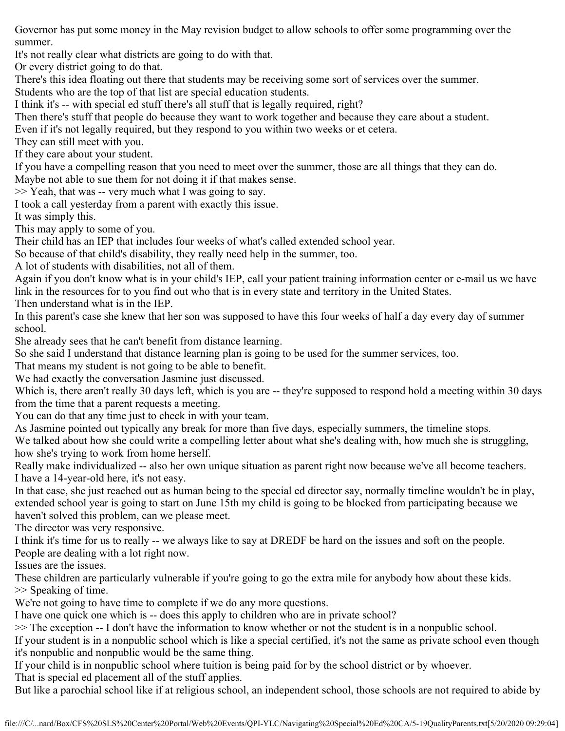Governor has put some money in the May revision budget to allow schools to offer some programming over the summer.
It's not really clear what districts are going to do with that.
Or every district going to do that.
There's this idea floating out there that students may be receiving some sort of services over the summer.
Students who are the top of that list are special education students.
I think it's -- with special ed stuff there's all stuff that is legally required, right?
Then there's stuff that people do because they want to work together and because they care about a student.
Even if it's not legally required, but they respond to you within two weeks or et cetera.
They can still meet with you.
If they care about your student.
If you have a compelling reason that you need to meet over the summer, those are all things that they can do.
Maybe not able to sue them for not doing it if that makes sense.
>> Yeah, that was -- very much what I was going to say.
I took a call yesterday from a parent with exactly this issue.
It was simply this.
This may apply to some of you.
Their child has an IEP that includes four weeks of what's called extended school year.
So because of that child's disability, they really need help in the summer, too.
A lot of students with disabilities, not all of them.
Again if you don't know what is in your child's IEP, call your patient training information center or e-mail us we have link in the resources for to you find out who that is in every state and territory in the United States.
Then understand what is in the IEP.
In this parent's case she knew that her son was supposed to have this four weeks of half a day every day of summer school.
She already sees that he can't benefit from distance learning.
So she said I understand that distance learning plan is going to be used for the summer services, too.
That means my student is not going to be able to benefit.
We had exactly the conversation Jasmine just discussed.
Which is, there aren't really 30 days left, which is you are -- they're supposed to respond hold a meeting within 30 days from the time that a parent requests a meeting.
You can do that any time just to check in with your team.
As Jasmine pointed out typically any break for more than five days, especially summers, the timeline stops.
We talked about how she could write a compelling letter about what she's dealing with, how much she is struggling, how she's trying to work from home herself.
Really make individualized -- also her own unique situation as parent right now because we've all become teachers.
I have a 14-year-old here, it's not easy.
In that case, she just reached out as human being to the special ed director say, normally timeline wouldn't be in play, extended school year is going to start on June 15th my child is going to be blocked from participating because we haven't solved this problem, can we please meet.
The director was very responsive.
I think it's time for us to really -- we always like to say at DREDF be hard on the issues and soft on the people.
People are dealing with a lot right now.
Issues are the issues.
These children are particularly vulnerable if you're going to go the extra mile for anybody how about these kids.
>> Speaking of time.
We're not going to have time to complete if we do any more questions.
I have one quick one which is -- does this apply to children who are in private school?
>> The exception -- I don't have the information to know whether or not the student is in a nonpublic school.
If your student is in a nonpublic school which is like a special certified, it's not the same as private school even though it's nonpublic and nonpublic would be the same thing.
If your child is in nonpublic school where tuition is being paid for by the school district or by whoever.
That is special ed placement all of the stuff applies.
But like a parochial school like if at religious school, an independent school, those schools are not required to abide by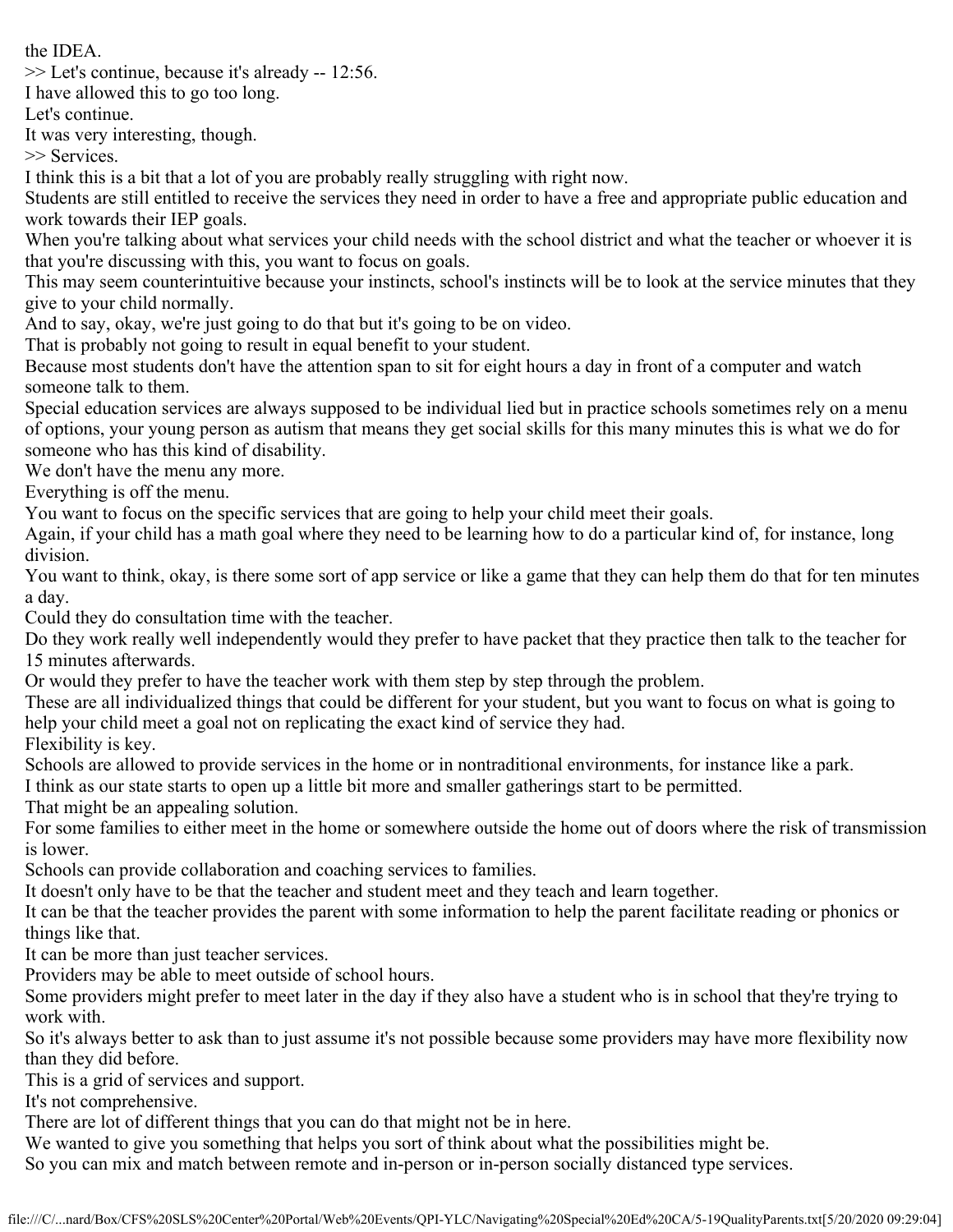the IDEA.

>> Let's continue, because it's already -- 12:56.

I have allowed this to go too long.

Let's continue.

It was very interesting, though.

>> Services.

I think this is a bit that a lot of you are probably really struggling with right now.

Students are still entitled to receive the services they need in order to have a free and appropriate public education and work towards their IEP goals.

When you're talking about what services your child needs with the school district and what the teacher or whoever it is that you're discussing with this, you want to focus on goals.

This may seem counterintuitive because your instincts, school's instincts will be to look at the service minutes that they give to your child normally.

And to say, okay, we're just going to do that but it's going to be on video.

That is probably not going to result in equal benefit to your student.

Because most students don't have the attention span to sit for eight hours a day in front of a computer and watch someone talk to them.

Special education services are always supposed to be individual lied but in practice schools sometimes rely on a menu of options, your young person as autism that means they get social skills for this many minutes this is what we do for someone who has this kind of disability.

We don't have the menu any more.

Everything is off the menu.

You want to focus on the specific services that are going to help your child meet their goals.

Again, if your child has a math goal where they need to be learning how to do a particular kind of, for instance, long division.

You want to think, okay, is there some sort of app service or like a game that they can help them do that for ten minutes a day.

Could they do consultation time with the teacher.

Do they work really well independently would they prefer to have packet that they practice then talk to the teacher for 15 minutes afterwards.

Or would they prefer to have the teacher work with them step by step through the problem.

These are all individualized things that could be different for your student, but you want to focus on what is going to help your child meet a goal not on replicating the exact kind of service they had.

Flexibility is key.

Schools are allowed to provide services in the home or in nontraditional environments, for instance like a park.

I think as our state starts to open up a little bit more and smaller gatherings start to be permitted.

That might be an appealing solution.

For some families to either meet in the home or somewhere outside the home out of doors where the risk of transmission is lower.

Schools can provide collaboration and coaching services to families.

It doesn't only have to be that the teacher and student meet and they teach and learn together.

It can be that the teacher provides the parent with some information to help the parent facilitate reading or phonics or things like that.

It can be more than just teacher services.

Providers may be able to meet outside of school hours.

Some providers might prefer to meet later in the day if they also have a student who is in school that they're trying to work with.

So it's always better to ask than to just assume it's not possible because some providers may have more flexibility now than they did before.

This is a grid of services and support.

It's not comprehensive.

There are lot of different things that you can do that might not be in here.

We wanted to give you something that helps you sort of think about what the possibilities might be.

So you can mix and match between remote and in-person or in-person socially distanced type services.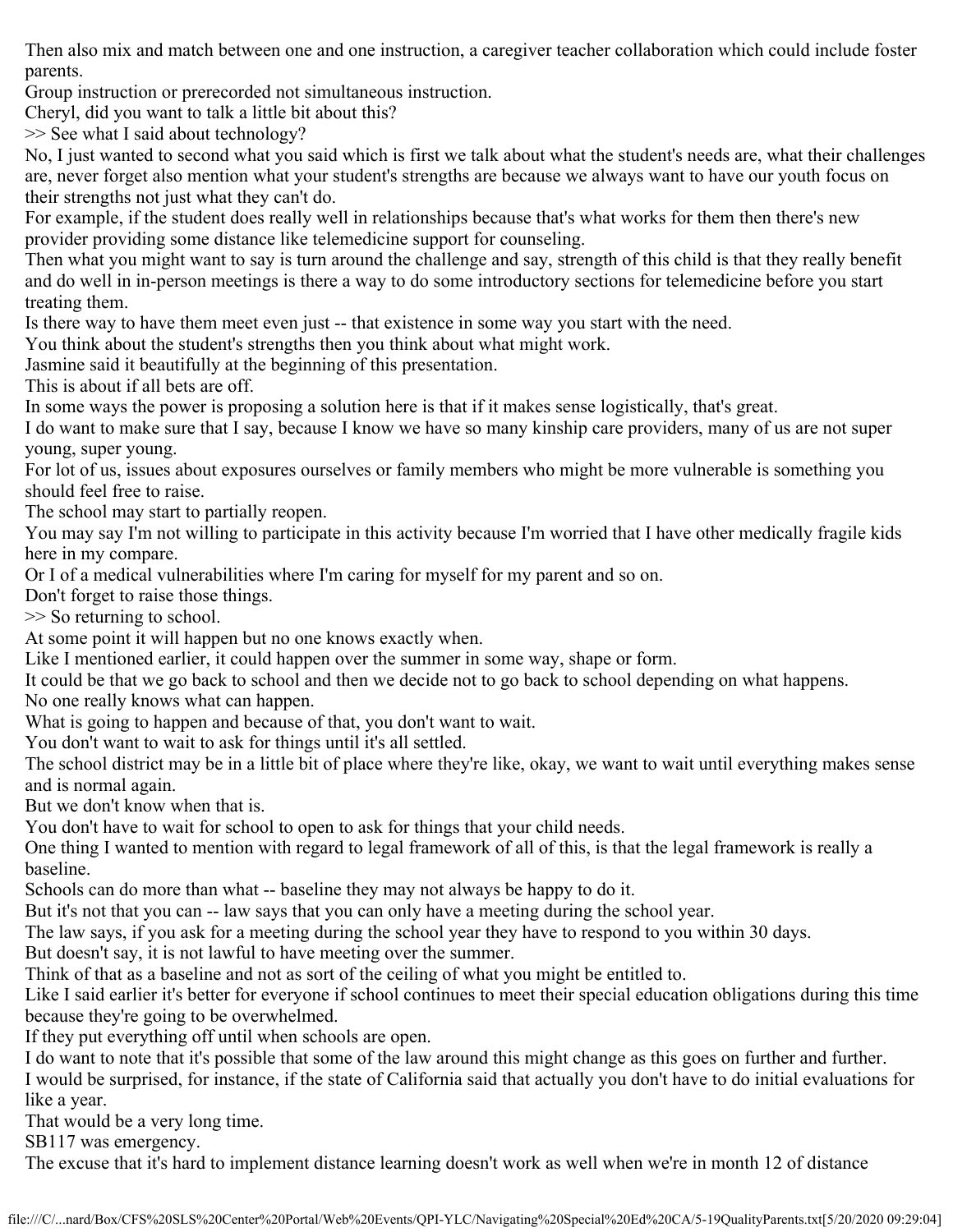Then also mix and match between one and one instruction, a caregiver teacher collaboration which could include foster parents.

Group instruction or prerecorded not simultaneous instruction.

Cheryl, did you want to talk a little bit about this?

>> See what I said about technology?

No, I just wanted to second what you said which is first we talk about what the student's needs are, what their challenges are, never forget also mention what your student's strengths are because we always want to have our youth focus on their strengths not just what they can't do.

For example, if the student does really well in relationships because that's what works for them then there's new provider providing some distance like telemedicine support for counseling.

Then what you might want to say is turn around the challenge and say, strength of this child is that they really benefit and do well in in-person meetings is there a way to do some introductory sections for telemedicine before you start treating them.

Is there way to have them meet even just -- that existence in some way you start with the need.

You think about the student's strengths then you think about what might work.

Jasmine said it beautifully at the beginning of this presentation.

This is about if all bets are off.

In some ways the power is proposing a solution here is that if it makes sense logistically, that's great.

I do want to make sure that I say, because I know we have so many kinship care providers, many of us are not super young, super young.

For lot of us, issues about exposures ourselves or family members who might be more vulnerable is something you should feel free to raise.

The school may start to partially reopen.

You may say I'm not willing to participate in this activity because I'm worried that I have other medically fragile kids here in my compare.

Or I of a medical vulnerabilities where I'm caring for myself for my parent and so on.

Don't forget to raise those things.

>> So returning to school.

At some point it will happen but no one knows exactly when.

Like I mentioned earlier, it could happen over the summer in some way, shape or form.

It could be that we go back to school and then we decide not to go back to school depending on what happens.

No one really knows what can happen.

What is going to happen and because of that, you don't want to wait.

You don't want to wait to ask for things until it's all settled.

The school district may be in a little bit of place where they're like, okay, we want to wait until everything makes sense and is normal again.

But we don't know when that is.

You don't have to wait for school to open to ask for things that your child needs.

One thing I wanted to mention with regard to legal framework of all of this, is that the legal framework is really a baseline.

Schools can do more than what -- baseline they may not always be happy to do it.

But it's not that you can -- law says that you can only have a meeting during the school year.

The law says, if you ask for a meeting during the school year they have to respond to you within 30 days.

But doesn't say, it is not lawful to have meeting over the summer.

Think of that as a baseline and not as sort of the ceiling of what you might be entitled to.

Like I said earlier it's better for everyone if school continues to meet their special education obligations during this time because they're going to be overwhelmed.

If they put everything off until when schools are open.

I do want to note that it's possible that some of the law around this might change as this goes on further and further.

I would be surprised, for instance, if the state of California said that actually you don't have to do initial evaluations for like a year.

That would be a very long time.

SB117 was emergency.

The excuse that it's hard to implement distance learning doesn't work as well when we're in month 12 of distance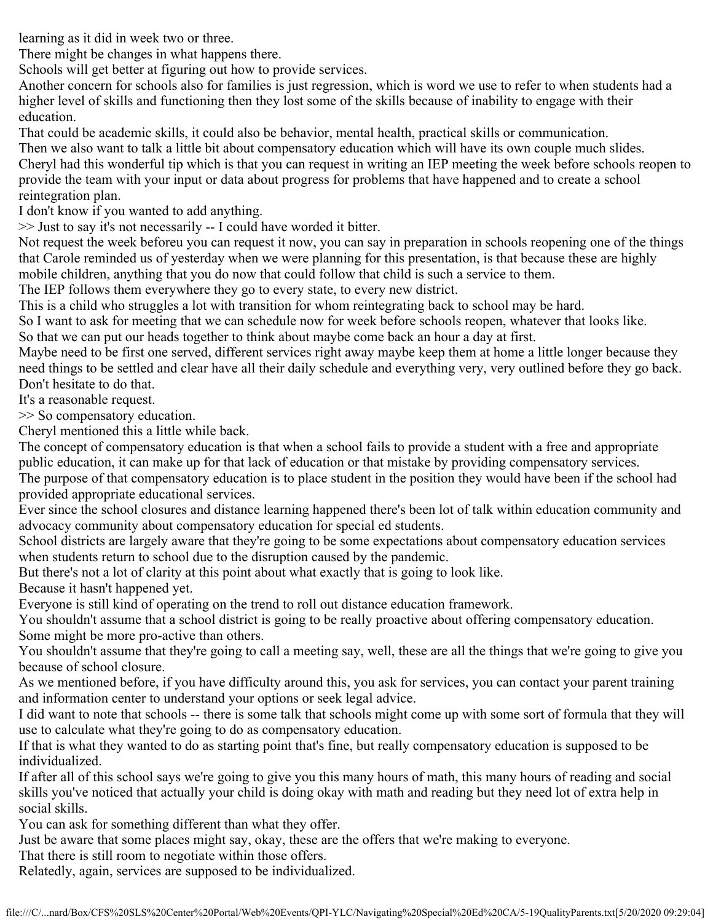learning as it did in week two or three.

There might be changes in what happens there.

Schools will get better at figuring out how to provide services.

Another concern for schools also for families is just regression, which is word we use to refer to when students had a higher level of skills and functioning then they lost some of the skills because of inability to engage with their education.

That could be academic skills, it could also be behavior, mental health, practical skills or communication.

Then we also want to talk a little bit about compensatory education which will have its own couple much slides.

Cheryl had this wonderful tip which is that you can request in writing an IEP meeting the week before schools reopen to provide the team with your input or data about progress for problems that have happened and to create a school reintegration plan.

I don't know if you wanted to add anything.

>> Just to say it's not necessarily -- I could have worded it bitter.

Not request the week beforeu you can request it now, you can say in preparation in schools reopening one of the things that Carole reminded us of yesterday when we were planning for this presentation, is that because these are highly mobile children, anything that you do now that could follow that child is such a service to them.

The IEP follows them everywhere they go to every state, to every new district.

This is a child who struggles a lot with transition for whom reintegrating back to school may be hard.

So I want to ask for meeting that we can schedule now for week before schools reopen, whatever that looks like.

So that we can put our heads together to think about maybe come back an hour a day at first.

Maybe need to be first one served, different services right away maybe keep them at home a little longer because they need things to be settled and clear have all their daily schedule and everything very, very outlined before they go back.

Don't hesitate to do that.

It's a reasonable request.

>> So compensatory education.

Cheryl mentioned this a little while back.

The concept of compensatory education is that when a school fails to provide a student with a free and appropriate public education, it can make up for that lack of education or that mistake by providing compensatory services.

The purpose of that compensatory education is to place student in the position they would have been if the school had provided appropriate educational services.

Ever since the school closures and distance learning happened there's been lot of talk within education community and advocacy community about compensatory education for special ed students.

School districts are largely aware that they're going to be some expectations about compensatory education services when students return to school due to the disruption caused by the pandemic.

But there's not a lot of clarity at this point about what exactly that is going to look like.

Because it hasn't happened yet.

Everyone is still kind of operating on the trend to roll out distance education framework.

You shouldn't assume that a school district is going to be really proactive about offering compensatory education.

Some might be more pro-active than others.

You shouldn't assume that they're going to call a meeting say, well, these are all the things that we're going to give you because of school closure.

As we mentioned before, if you have difficulty around this, you ask for services, you can contact your parent training and information center to understand your options or seek legal advice.

I did want to note that schools -- there is some talk that schools might come up with some sort of formula that they will use to calculate what they're going to do as compensatory education.

If that is what they wanted to do as starting point that's fine, but really compensatory education is supposed to be individualized.

If after all of this school says we're going to give you this many hours of math, this many hours of reading and social skills you've noticed that actually your child is doing okay with math and reading but they need lot of extra help in social skills.

You can ask for something different than what they offer.

Just be aware that some places might say, okay, these are the offers that we're making to everyone.

That there is still room to negotiate within those offers.

Relatedly, again, services are supposed to be individualized.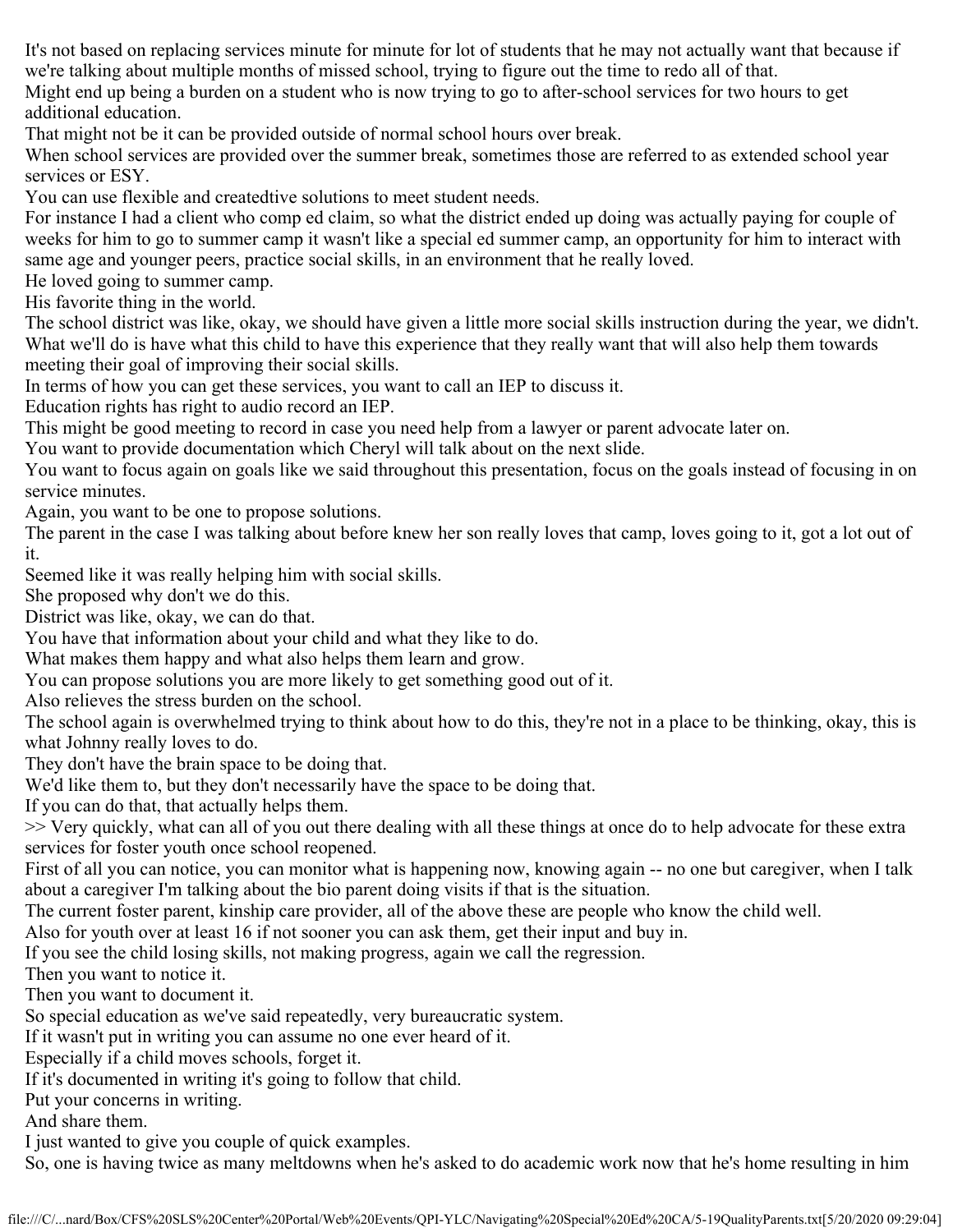It's not based on replacing services minute for minute for lot of students that he may not actually want that because if we're talking about multiple months of missed school, trying to figure out the time to redo all of that.

Might end up being a burden on a student who is now trying to go to after-school services for two hours to get additional education.

That might not be it can be provided outside of normal school hours over break.

When school services are provided over the summer break, sometimes those are referred to as extended school year services or ESY.

You can use flexible and createdtive solutions to meet student needs.

For instance I had a client who comp ed claim, so what the district ended up doing was actually paying for couple of weeks for him to go to summer camp it wasn't like a special ed summer camp, an opportunity for him to interact with same age and younger peers, practice social skills, in an environment that he really loved.

He loved going to summer camp.

His favorite thing in the world.

The school district was like, okay, we should have given a little more social skills instruction during the year, we didn't.

What we'll do is have what this child to have this experience that they really want that will also help them towards meeting their goal of improving their social skills.

In terms of how you can get these services, you want to call an IEP to discuss it.

Education rights has right to audio record an IEP.

This might be good meeting to record in case you need help from a lawyer or parent advocate later on.

You want to provide documentation which Cheryl will talk about on the next slide.

You want to focus again on goals like we said throughout this presentation, focus on the goals instead of focusing in on service minutes.

Again, you want to be one to propose solutions.

The parent in the case I was talking about before knew her son really loves that camp, loves going to it, got a lot out of it.

Seemed like it was really helping him with social skills.

She proposed why don't we do this.

District was like, okay, we can do that.

You have that information about your child and what they like to do.

What makes them happy and what also helps them learn and grow.

You can propose solutions you are more likely to get something good out of it.

Also relieves the stress burden on the school.

The school again is overwhelmed trying to think about how to do this, they're not in a place to be thinking, okay, this is what Johnny really loves to do.

They don't have the brain space to be doing that.

We'd like them to, but they don't necessarily have the space to be doing that.

If you can do that, that actually helps them.

>> Very quickly, what can all of you out there dealing with all these things at once do to help advocate for these extra services for foster youth once school reopened.

First of all you can notice, you can monitor what is happening now, knowing again -- no one but caregiver, when I talk about a caregiver I'm talking about the bio parent doing visits if that is the situation.

The current foster parent, kinship care provider, all of the above these are people who know the child well.

Also for youth over at least 16 if not sooner you can ask them, get their input and buy in.

If you see the child losing skills, not making progress, again we call the regression.

Then you want to notice it.

Then you want to document it.

So special education as we've said repeatedly, very bureaucratic system.

If it wasn't put in writing you can assume no one ever heard of it.

Especially if a child moves schools, forget it.

If it's documented in writing it's going to follow that child.

Put your concerns in writing.

And share them.

I just wanted to give you couple of quick examples.

So, one is having twice as many meltdowns when he's asked to do academic work now that he's home resulting in him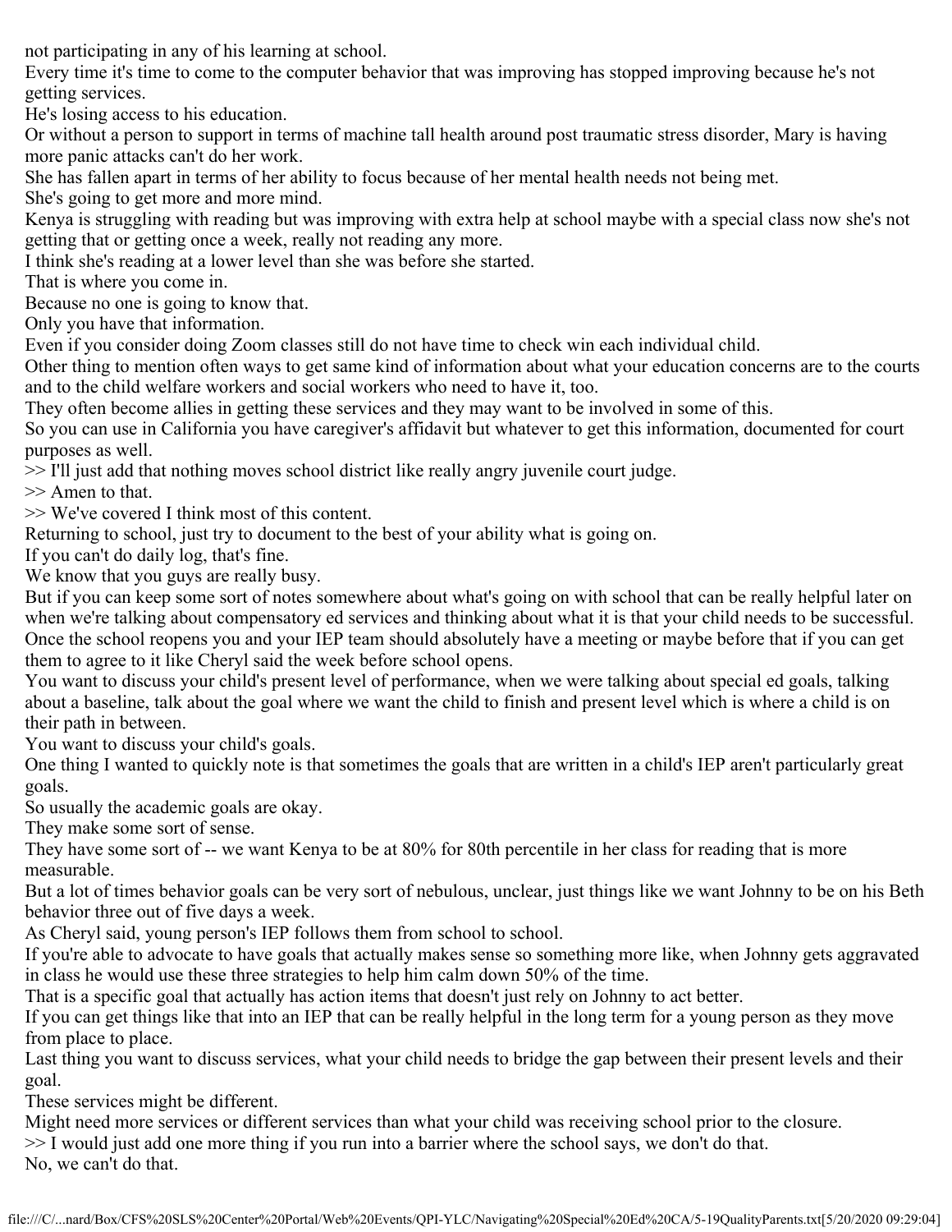not participating in any of his learning at school.
Every time it's time to come to the computer behavior that was improving has stopped improving because he's not getting services.
He's losing access to his education.
Or without a person to support in terms of machine tall health around post traumatic stress disorder, Mary is having more panic attacks can't do her work.
She has fallen apart in terms of her ability to focus because of her mental health needs not being met.
She's going to get more and more mind.
Kenya is struggling with reading but was improving with extra help at school maybe with a special class now she's not getting that or getting once a week, really not reading any more.
I think she's reading at a lower level than she was before she started.
That is where you come in.
Because no one is going to know that.
Only you have that information.
Even if you consider doing Zoom classes still do not have time to check win each individual child.
Other thing to mention often ways to get same kind of information about what your education concerns are to the courts and to the child welfare workers and social workers who need to have it, too.
They often become allies in getting these services and they may want to be involved in some of this.
So you can use in California you have caregiver's affidavit but whatever to get this information, documented for court purposes as well.
>> I'll just add that nothing moves school district like really angry juvenile court judge.
>> Amen to that.
>> We've covered I think most of this content.
Returning to school, just try to document to the best of your ability what is going on.
If you can't do daily log, that's fine.
We know that you guys are really busy.
But if you can keep some sort of notes somewhere about what's going on with school that can be really helpful later on when we're talking about compensatory ed services and thinking about what it is that your child needs to be successful.
Once the school reopens you and your IEP team should absolutely have a meeting or maybe before that if you can get them to agree to it like Cheryl said the week before school opens.
You want to discuss your child's present level of performance, when we were talking about special ed goals, talking about a baseline, talk about the goal where we want the child to finish and present level which is where a child is on their path in between.
You want to discuss your child's goals.
One thing I wanted to quickly note is that sometimes the goals that are written in a child's IEP aren't particularly great goals.
So usually the academic goals are okay.
They make some sort of sense.
They have some sort of -- we want Kenya to be at 80% for 80th percentile in her class for reading that is more measurable.
But a lot of times behavior goals can be very sort of nebulous, unclear, just things like we want Johnny to be on his Beth behavior three out of five days a week.
As Cheryl said, young person's IEP follows them from school to school.
If you're able to advocate to have goals that actually makes sense so something more like, when Johnny gets aggravated in class he would use these three strategies to help him calm down 50% of the time.
That is a specific goal that actually has action items that doesn't just rely on Johnny to act better.
If you can get things like that into an IEP that can be really helpful in the long term for a young person as they move from place to place.
Last thing you want to discuss services, what your child needs to bridge the gap between their present levels and their goal.
These services might be different.
Might need more services or different services than what your child was receiving school prior to the closure.
>> I would just add one more thing if you run into a barrier where the school says, we don't do that.
No, we can't do that.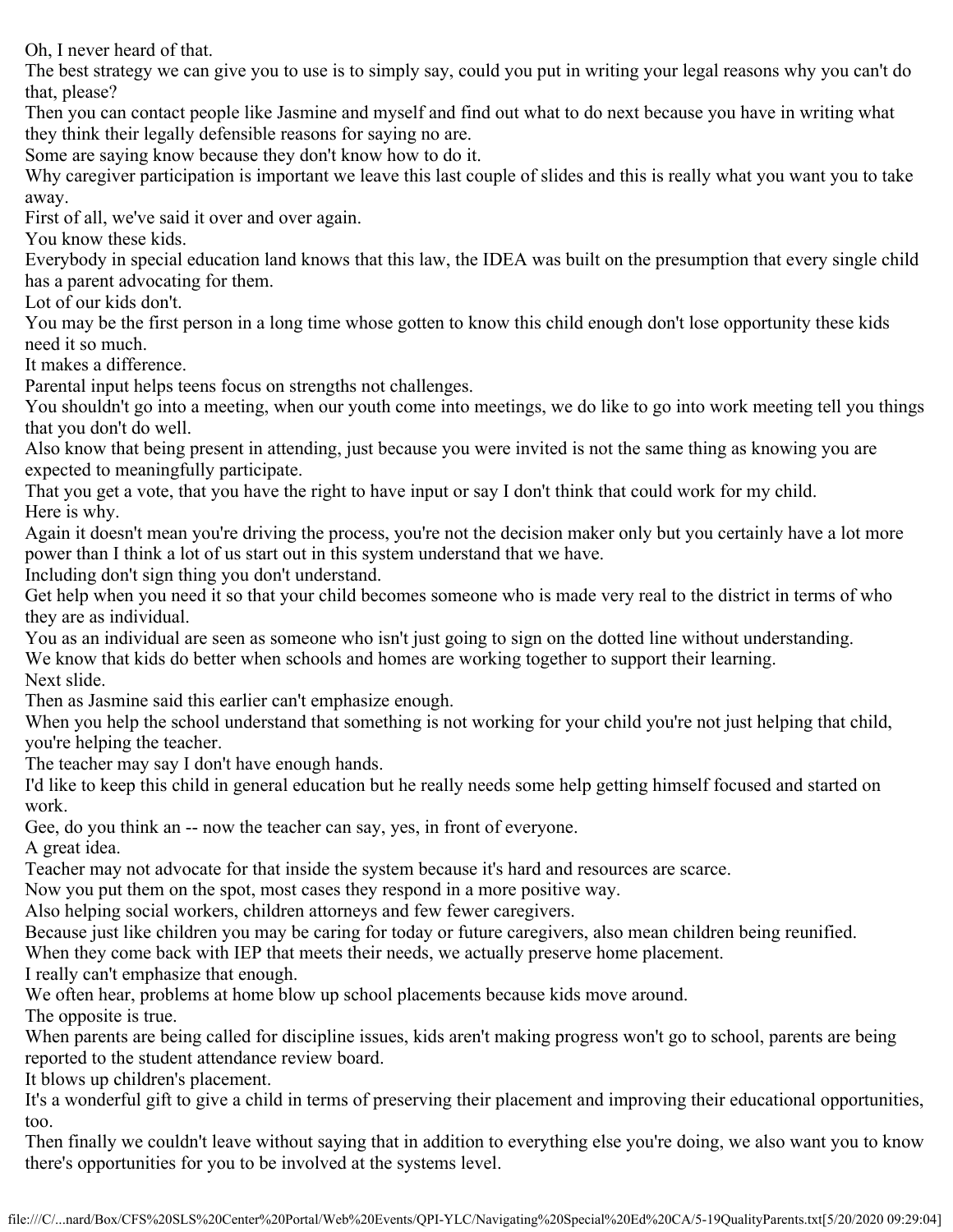Oh, I never heard of that.

The best strategy we can give you to use is to simply say, could you put in writing your legal reasons why you can't do that, please?

Then you can contact people like Jasmine and myself and find out what to do next because you have in writing what they think their legally defensible reasons for saying no are.

Some are saying know because they don't know how to do it.

Why caregiver participation is important we leave this last couple of slides and this is really what you want you to take away.

First of all, we've said it over and over again.

You know these kids.

Everybody in special education land knows that this law, the IDEA was built on the presumption that every single child has a parent advocating for them.

Lot of our kids don't.

You may be the first person in a long time whose gotten to know this child enough don't lose opportunity these kids need it so much.

It makes a difference.

Parental input helps teens focus on strengths not challenges.

You shouldn't go into a meeting, when our youth come into meetings, we do like to go into work meeting tell you things that you don't do well.

Also know that being present in attending, just because you were invited is not the same thing as knowing you are expected to meaningfully participate.

That you get a vote, that you have the right to have input or say I don't think that could work for my child.

Here is why.

Again it doesn't mean you're driving the process, you're not the decision maker only but you certainly have a lot more power than I think a lot of us start out in this system understand that we have.

Including don't sign thing you don't understand.

Get help when you need it so that your child becomes someone who is made very real to the district in terms of who they are as individual.

You as an individual are seen as someone who isn't just going to sign on the dotted line without understanding.

We know that kids do better when schools and homes are working together to support their learning.

Next slide.

Then as Jasmine said this earlier can't emphasize enough.

When you help the school understand that something is not working for your child you're not just helping that child, you're helping the teacher.

The teacher may say I don't have enough hands.

I'd like to keep this child in general education but he really needs some help getting himself focused and started on work.

Gee, do you think an -- now the teacher can say, yes, in front of everyone.

A great idea.

Teacher may not advocate for that inside the system because it's hard and resources are scarce.

Now you put them on the spot, most cases they respond in a more positive way.

Also helping social workers, children attorneys and few fewer caregivers.

Because just like children you may be caring for today or future caregivers, also mean children being reunified.

When they come back with IEP that meets their needs, we actually preserve home placement.

I really can't emphasize that enough.

We often hear, problems at home blow up school placements because kids move around.

The opposite is true.

When parents are being called for discipline issues, kids aren't making progress won't go to school, parents are being reported to the student attendance review board.

It blows up children's placement.

It's a wonderful gift to give a child in terms of preserving their placement and improving their educational opportunities, too.

Then finally we couldn't leave without saying that in addition to everything else you're doing, we also want you to know there's opportunities for you to be involved at the systems level.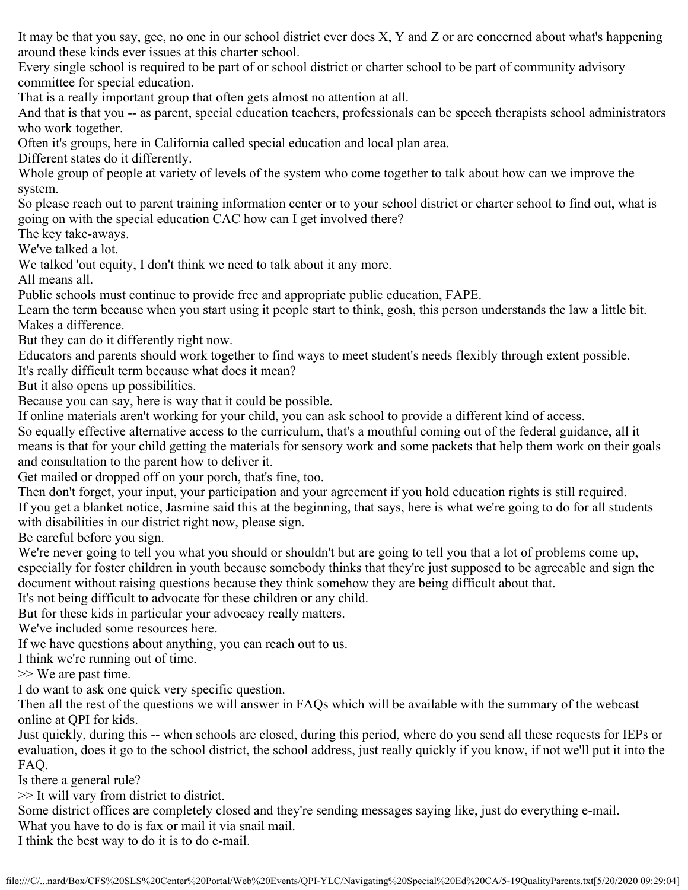It may be that you say, gee, no one in our school district ever does X, Y and Z or are concerned about what's happening around these kinds ever issues at this charter school.

Every single school is required to be part of or school district or charter school to be part of community advisory committee for special education.

That is a really important group that often gets almost no attention at all.

And that is that you -- as parent, special education teachers, professionals can be speech therapists school administrators who work together.

Often it's groups, here in California called special education and local plan area.

Different states do it differently.

Whole group of people at variety of levels of the system who come together to talk about how can we improve the system.

So please reach out to parent training information center or to your school district or charter school to find out, what is going on with the special education CAC how can I get involved there?

The key take-aways.

We've talked a lot.

We talked 'out equity, I don't think we need to talk about it any more.

All means all.

Public schools must continue to provide free and appropriate public education, FAPE.

Learn the term because when you start using it people start to think, gosh, this person understands the law a little bit.

Makes a difference.

But they can do it differently right now.

Educators and parents should work together to find ways to meet student's needs flexibly through extent possible.

It's really difficult term because what does it mean?

But it also opens up possibilities.

Because you can say, here is way that it could be possible.

If online materials aren't working for your child, you can ask school to provide a different kind of access.

So equally effective alternative access to the curriculum, that's a mouthful coming out of the federal guidance, all it means is that for your child getting the materials for sensory work and some packets that help them work on their goals and consultation to the parent how to deliver it.

Get mailed or dropped off on your porch, that's fine, too.

Then don't forget, your input, your participation and your agreement if you hold education rights is still required.

If you get a blanket notice, Jasmine said this at the beginning, that says, here is what we're going to do for all students with disabilities in our district right now, please sign.

Be careful before you sign.

We're never going to tell you what you should or shouldn't but are going to tell you that a lot of problems come up, especially for foster children in youth because somebody thinks that they're just supposed to be agreeable and sign the document without raising questions because they think somehow they are being difficult about that.

It's not being difficult to advocate for these children or any child.

But for these kids in particular your advocacy really matters.

We've included some resources here.

If we have questions about anything, you can reach out to us.

I think we're running out of time.

>> We are past time.

I do want to ask one quick very specific question.

Then all the rest of the questions we will answer in FAQs which will be available with the summary of the webcast online at QPI for kids.

Just quickly, during this -- when schools are closed, during this period, where do you send all these requests for IEPs or evaluation, does it go to the school district, the school address, just really quickly if you know, if not we'll put it into the FAQ.

Is there a general rule?

>> It will vary from district to district.

Some district offices are completely closed and they're sending messages saying like, just do everything e-mail.

What you have to do is fax or mail it via snail mail.

I think the best way to do it is to do e-mail.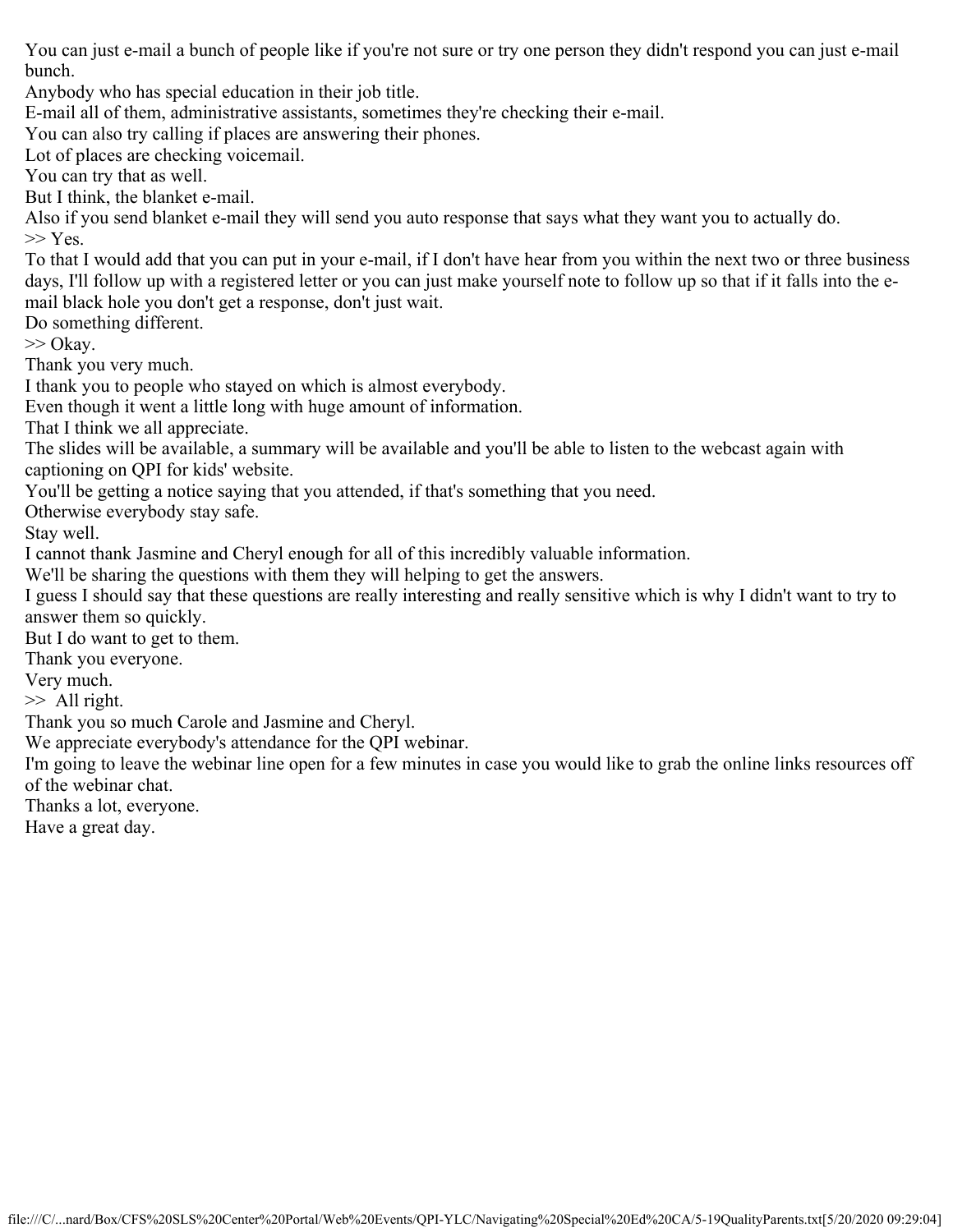You can just e-mail a bunch of people like if you're not sure or try one person they didn't respond you can just e-mail bunch.

Anybody who has special education in their job title.

E-mail all of them, administrative assistants, sometimes they're checking their e-mail.

You can also try calling if places are answering their phones.

Lot of places are checking voicemail.

You can try that as well.

But I think, the blanket e-mail.

Also if you send blanket e-mail they will send you auto response that says what they want you to actually do.

>> Yes.

To that I would add that you can put in your e-mail, if I don't have hear from you within the next two or three business days, I'll follow up with a registered letter or you can just make yourself note to follow up so that if it falls into the e-mail black hole you don't get a response, don't just wait.

Do something different.

>> Okay.

Thank you very much.

I thank you to people who stayed on which is almost everybody.

Even though it went a little long with huge amount of information.

That I think we all appreciate.

The slides will be available, a summary will be available and you'll be able to listen to the webcast again with captioning on QPI for kids' website.

You'll be getting a notice saying that you attended, if that's something that you need.

Otherwise everybody stay safe.

Stay well.

I cannot thank Jasmine and Cheryl enough for all of this incredibly valuable information.

We'll be sharing the questions with them they will helping to get the answers.

I guess I should say that these questions are really interesting and really sensitive which is why I didn't want to try to answer them so quickly.

But I do want to get to them.

Thank you everyone.

Very much.

>> All right.

Thank you so much Carole and Jasmine and Cheryl.

We appreciate everybody's attendance for the QPI webinar.

I'm going to leave the webinar line open for a few minutes in case you would like to grab the online links resources off of the webinar chat.

Thanks a lot, everyone.

Have a great day.